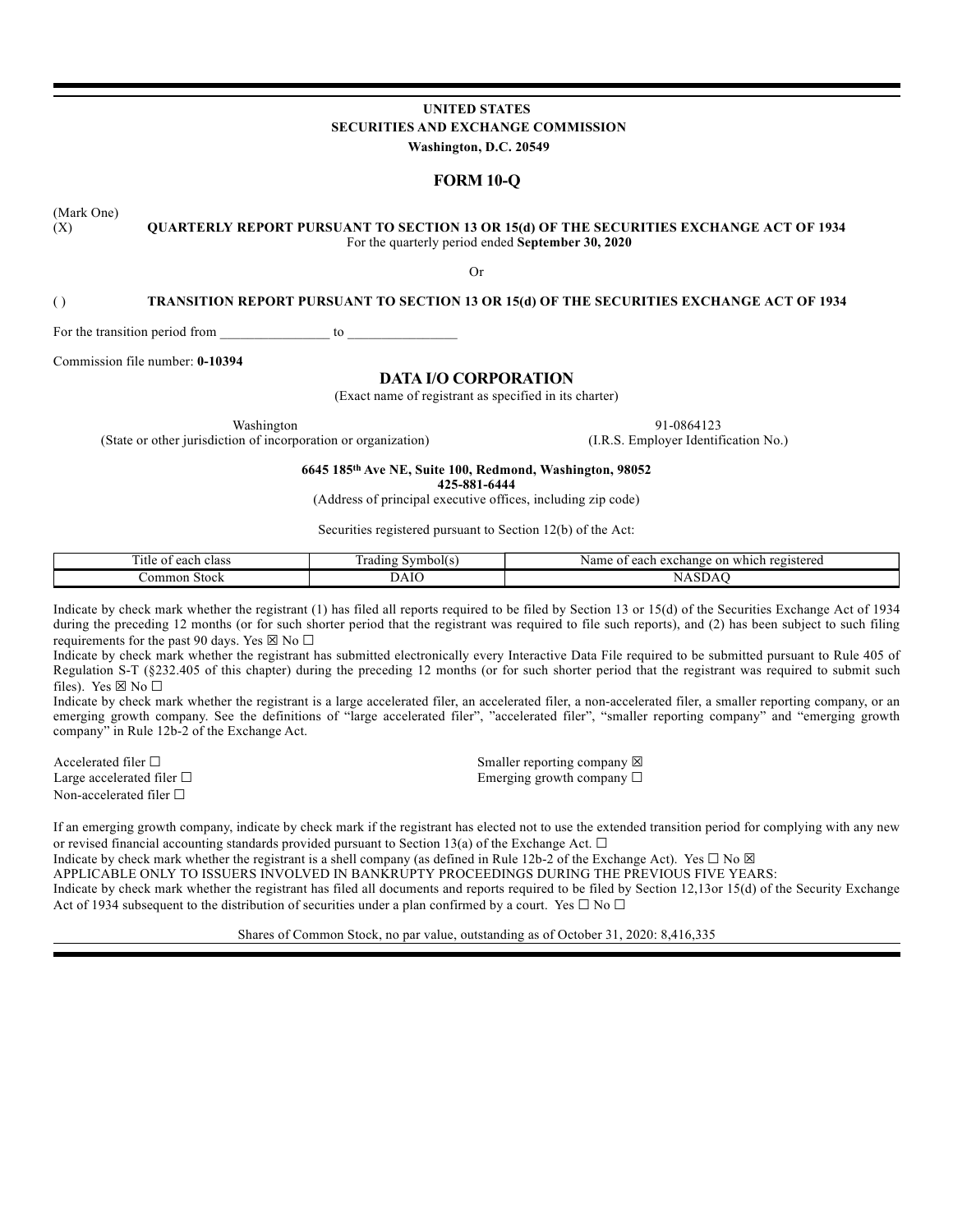**UNITED STATES**
**SECURITIES AND EXCHANGE COMMISSION**
**Washington, D.C. 20549**

# FORM 10-Q

(Mark One)
(X) **QUARTERLY REPORT PURSUANT TO SECTION 13 OR 15(d) OF THE SECURITIES EXCHANGE ACT OF 1934**
For the quarterly period ended **September 30, 2020**

Or

( ) **TRANSITION REPORT PURSUANT TO SECTION 13 OR 15(d) OF THE SECURITIES EXCHANGE ACT OF 1934**

For the transition period from ________________ to ________________

Commission file number: **0-10394**

## DATA I/O CORPORATION

(Exact name of registrant as specified in its charter)

Washington
(State or other jurisdiction of incorporation or organization)

91-0864123
(I.R.S. Employer Identification No.)

**6645 185th Ave NE, Suite 100, Redmond, Washington, 98052**
**425-881-6444**
(Address of principal executive offices, including zip code)

Securities registered pursuant to Section 12(b) of the Act:

| Title of each class | Trading Symbol(s) | Name of each exchange on which registered |
|---|---|---|
| Common Stock | DAIO | NASDAQ |

Indicate by check mark whether the registrant (1) has filed all reports required to be filed by Section 13 or 15(d) of the Securities Exchange Act of 1934 during the preceding 12 months (or for such shorter period that the registrant was required to file such reports), and (2) has been subject to such filing requirements for the past 90 days. Yes ☒ No ☐

Indicate by check mark whether the registrant has submitted electronically every Interactive Data File required to be submitted pursuant to Rule 405 of Regulation S-T (§232.405 of this chapter) during the preceding 12 months (or for such shorter period that the registrant was required to submit such files). Yes ☒ No ☐

Indicate by check mark whether the registrant is a large accelerated filer, an accelerated filer, a non-accelerated filer, a smaller reporting company, or an emerging growth company. See the definitions of "large accelerated filer", "accelerated filer", "smaller reporting company" and "emerging growth company" in Rule 12b-2 of the Exchange Act.

Accelerated filer ☐
Large accelerated filer ☐
Non-accelerated filer ☐
Smaller reporting company ☒
Emerging growth company ☐

If an emerging growth company, indicate by check mark if the registrant has elected not to use the extended transition period for complying with any new or revised financial accounting standards provided pursuant to Section 13(a) of the Exchange Act. ☐

Indicate by check mark whether the registrant is a shell company (as defined in Rule 12b-2 of the Exchange Act). Yes ☐ No ☒

APPLICABLE ONLY TO ISSUERS INVOLVED IN BANKRUPTY PROCEEDINGS DURING THE PREVIOUS FIVE YEARS:

Indicate by check mark whether the registrant has filed all documents and reports required to be filed by Section 12,13or 15(d) of the Security Exchange Act of 1934 subsequent to the distribution of securities under a plan confirmed by a court. Yes ☐ No ☐

Shares of Common Stock, no par value, outstanding as of October 31, 2020: 8,416,335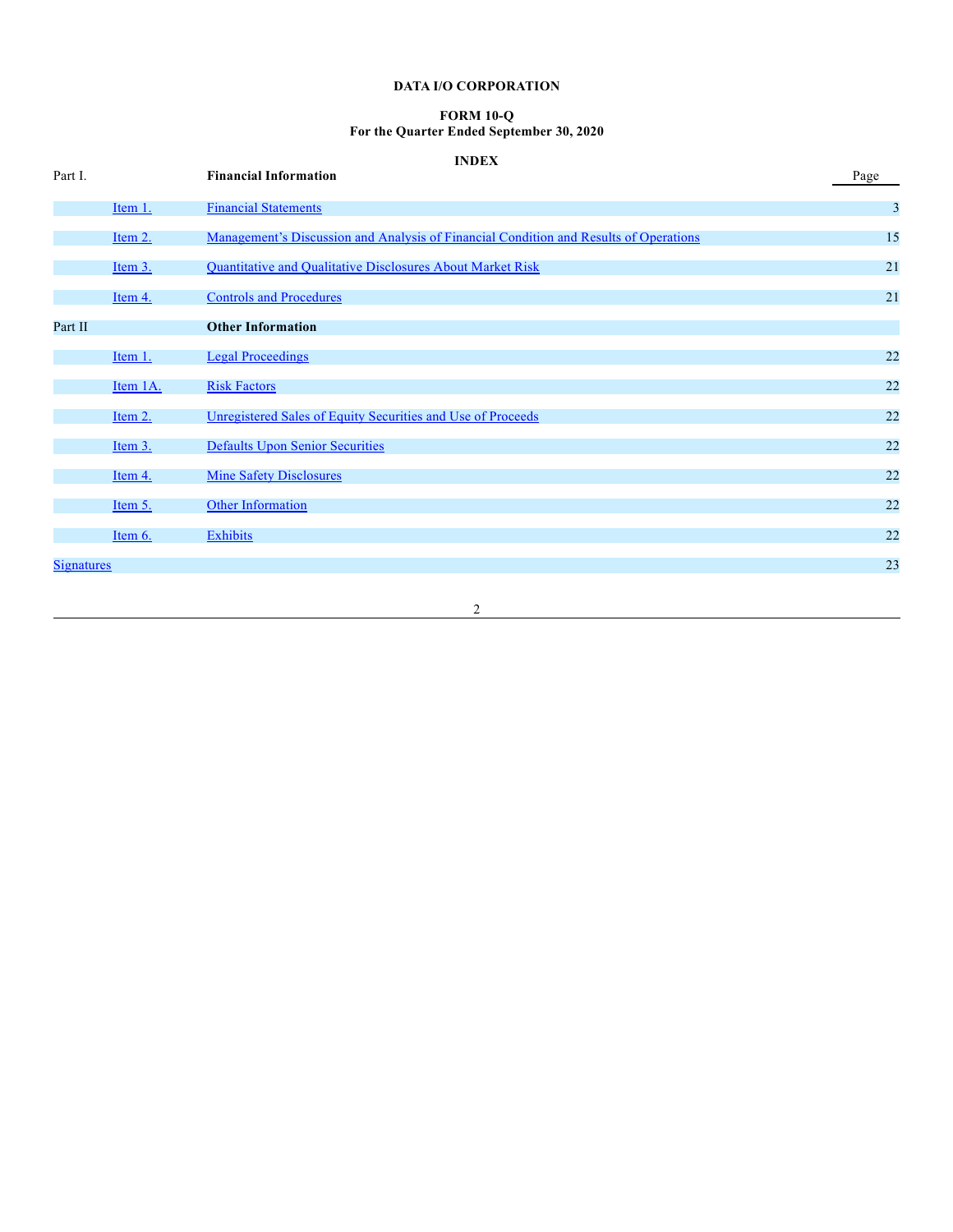**DATA I/O CORPORATION**

**FORM 10-Q**
**For the Quarter Ended September 30, 2020**

**INDEX**

| Part I. | | **Financial Information** | Page |
|---|---|---|---|
| | Item 1. | Financial Statements | 3 |
| | Item 2. | Management's Discussion and Analysis of Financial Condition and Results of Operations | 15 |
| | Item 3. | Quantitative and Qualitative Disclosures About Market Risk | 21 |
| | Item 4. | Controls and Procedures | 21 |
| Part II | | **Other Information** | |
| | Item 1. | Legal Proceedings | 22 |
| | Item 1A. | Risk Factors | 22 |
| | Item 2. | Unregistered Sales of Equity Securities and Use of Proceeds | 22 |
| | Item 3. | Defaults Upon Senior Securities | 22 |
| | Item 4. | Mine Safety Disclosures | 22 |
| | Item 5. | Other Information | 22 |
| | Item 6. | Exhibits | 22 |
| Signatures | | | 23 |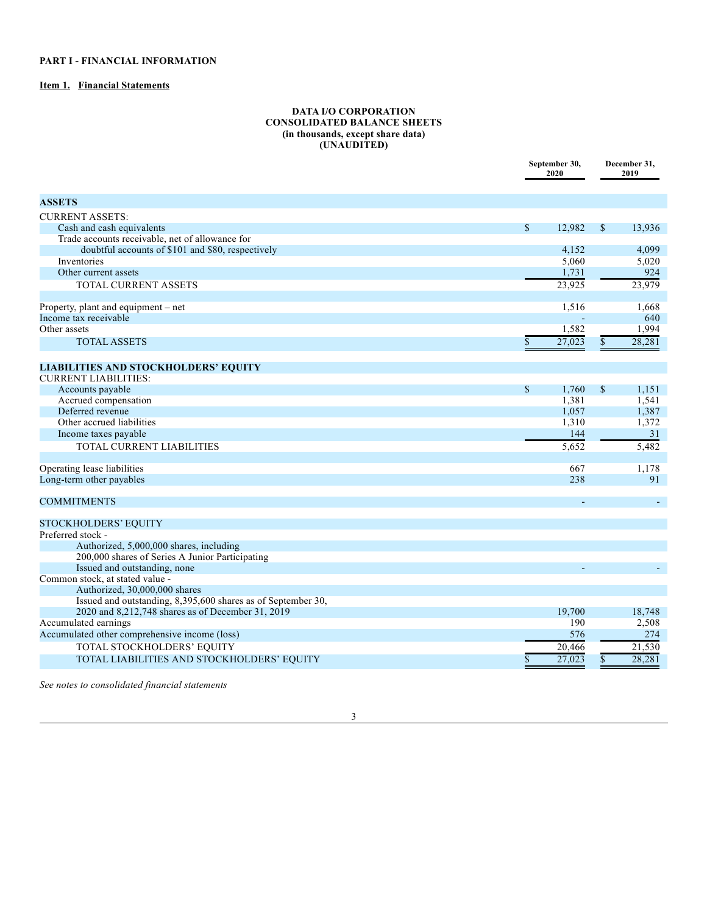## PART I - FINANCIAL INFORMATION

### Item 1. Financial Statements

**DATA I/O CORPORATION**
**CONSOLIDATED BALANCE SHEETS**
**(in thousands, except share data)**
**(UNAUDITED)**

| | September 30, 2020 | December 31, 2019 |
|---|---|---|
| **ASSETS** | | |
| CURRENT ASSETS: | | |
| Cash and cash equivalents | $ 12,982 | $ 13,936 |
| Trade accounts receivable, net of allowance for doubtful accounts of $101 and $80, respectively | 4,152 | 4,099 |
| Inventories | 5,060 | 5,020 |
| Other current assets | 1,731 | 924 |
| TOTAL CURRENT ASSETS | 23,925 | 23,979 |
| | | |
| Property, plant and equipment – net | 1,516 | 1,668 |
| Income tax receivable | - | 640 |
| Other assets | 1,582 | 1,994 |
| TOTAL ASSETS | $ 27,023 | $ 28,281 |
| | | |
| **LIABILITIES AND STOCKHOLDERS' EQUITY** | | |
| CURRENT LIABILITIES: | | |
| Accounts payable | $ 1,760 | $ 1,151 |
| Accrued compensation | 1,381 | 1,541 |
| Deferred revenue | 1,057 | 1,387 |
| Other accrued liabilities | 1,310 | 1,372 |
| Income taxes payable | 144 | 31 |
| TOTAL CURRENT LIABILITIES | 5,652 | 5,482 |
| | | |
| Operating lease liabilities | 667 | 1,178 |
| Long-term other payables | 238 | 91 |
| | | |
| COMMITMENTS | - | - |
| | | |
| STOCKHOLDERS' EQUITY | | |
| Preferred stock - | | |
| Authorized, 5,000,000 shares, including | | |
| 200,000 shares of Series A Junior Participating | | |
| Issued and outstanding, none | - | - |
| Common stock, at stated value - | | |
| Authorized, 30,000,000 shares | | |
| Issued and outstanding, 8,395,600 shares as of September 30, 2020 and 8,212,748 shares as of December 31, 2019 | 19,700 | 18,748 |
| Accumulated earnings | 190 | 2,508 |
| Accumulated other comprehensive income (loss) | 576 | 274 |
| TOTAL STOCKHOLDERS' EQUITY | 20,466 | 21,530 |
| TOTAL LIABILITIES AND STOCKHOLDERS' EQUITY | $ 27,023 | $ 28,281 |

*See notes to consolidated financial statements*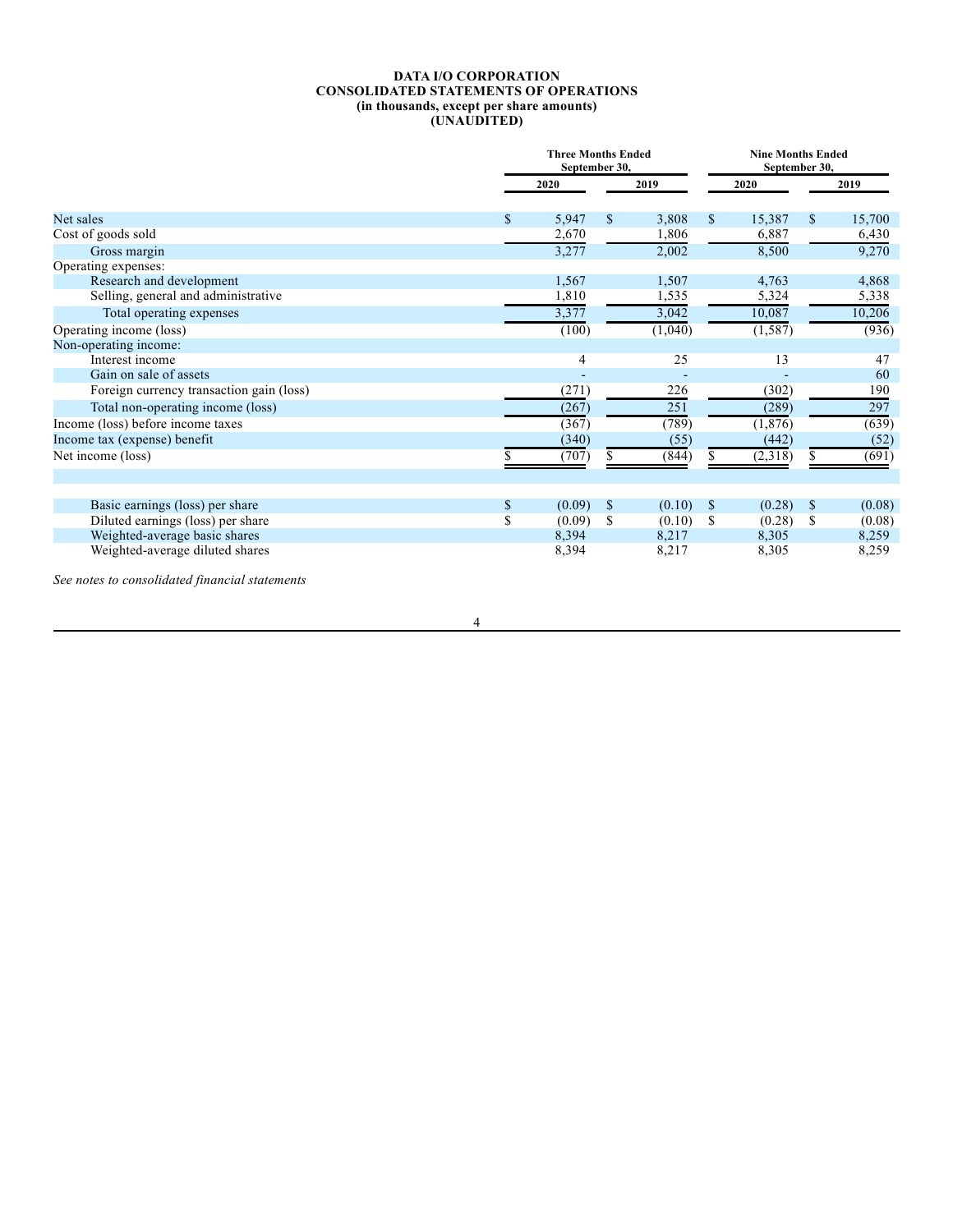**DATA I/O CORPORATION**
**CONSOLIDATED STATEMENTS OF OPERATIONS**
**(in thousands, except per share amounts)**
**(UNAUDITED)**

| | Three Months Ended September 30, | | Nine Months Ended September 30, | |
|---|---|---|---|---|
| | 2020 | 2019 | 2020 | 2019 |
| Net sales | $ 5,947 | $ 3,808 | $ 15,387 | $ 15,700 |
| Cost of goods sold | 2,670 | 1,806 | 6,887 | 6,430 |
| Gross margin | 3,277 | 2,002 | 8,500 | 9,270 |
| Operating expenses: | | | | |
| Research and development | 1,567 | 1,507 | 4,763 | 4,868 |
| Selling, general and administrative | 1,810 | 1,535 | 5,324 | 5,338 |
| Total operating expenses | 3,377 | 3,042 | 10,087 | 10,206 |
| Operating income (loss) | (100) | (1,040) | (1,587) | (936) |
| Non-operating income: | | | | |
| Interest income | 4 | 25 | 13 | 47 |
| Gain on sale of assets | - | - | - | 60 |
| Foreign currency transaction gain (loss) | (271) | 226 | (302) | 190 |
| Total non-operating income (loss) | (267) | 251 | (289) | 297 |
| Income (loss) before income taxes | (367) | (789) | (1,876) | (639) |
| Income tax (expense) benefit | (340) | (55) | (442) | (52) |
| Net income (loss) | $ (707) | $ (844) | $ (2,318) | $ (691) |
| | | | | |
| Basic earnings (loss) per share | $ (0.09) | $ (0.10) | $ (0.28) | $ (0.08) |
| Diluted earnings (loss) per share | $ (0.09) | $ (0.10) | $ (0.28) | $ (0.08) |
| Weighted-average basic shares | 8,394 | 8,217 | 8,305 | 8,259 |
| Weighted-average diluted shares | 8,394 | 8,217 | 8,305 | 8,259 |

*See notes to consolidated financial statements*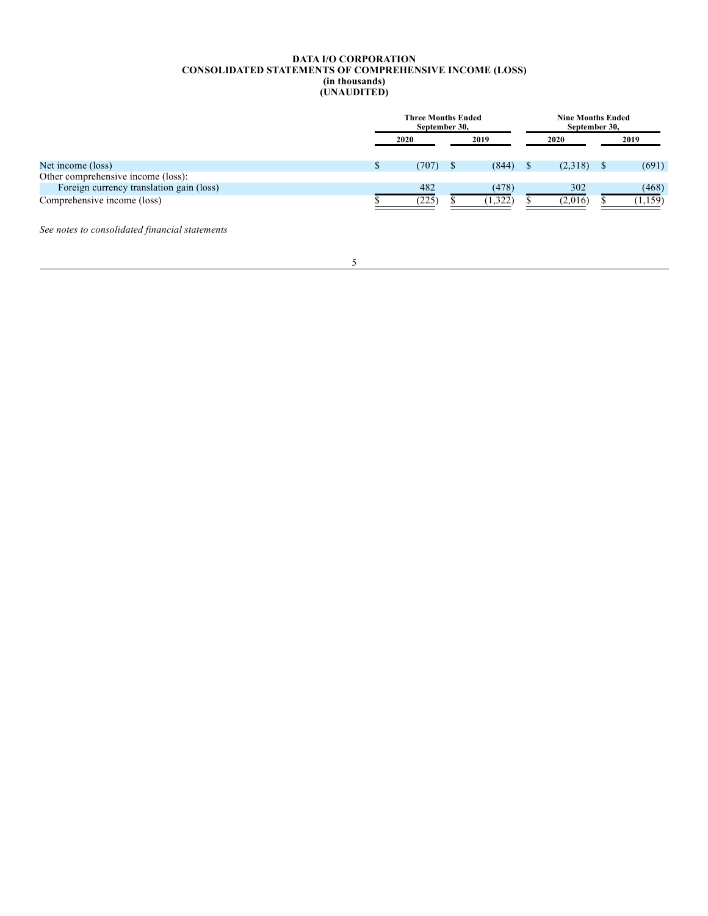**DATA I/O CORPORATION**
**CONSOLIDATED STATEMENTS OF COMPREHENSIVE INCOME (LOSS)**
**(in thousands)**
**(UNAUDITED)**

| | Three Months Ended September 30, | | Nine Months Ended September 30, | |
|---|---|---|---|---|
| | 2020 | 2019 | 2020 | 2019 |
| Net income (loss) | $ (707) | $ (844) | $ (2,318) | $ (691) |
| Other comprehensive income (loss): | | | | |
| Foreign currency translation gain (loss) | 482 | (478) | 302 | (468) |
| Comprehensive income (loss) | $ (225) | $ (1,322) | $ (2,016) | $ (1,159) |

*See notes to consolidated financial statements*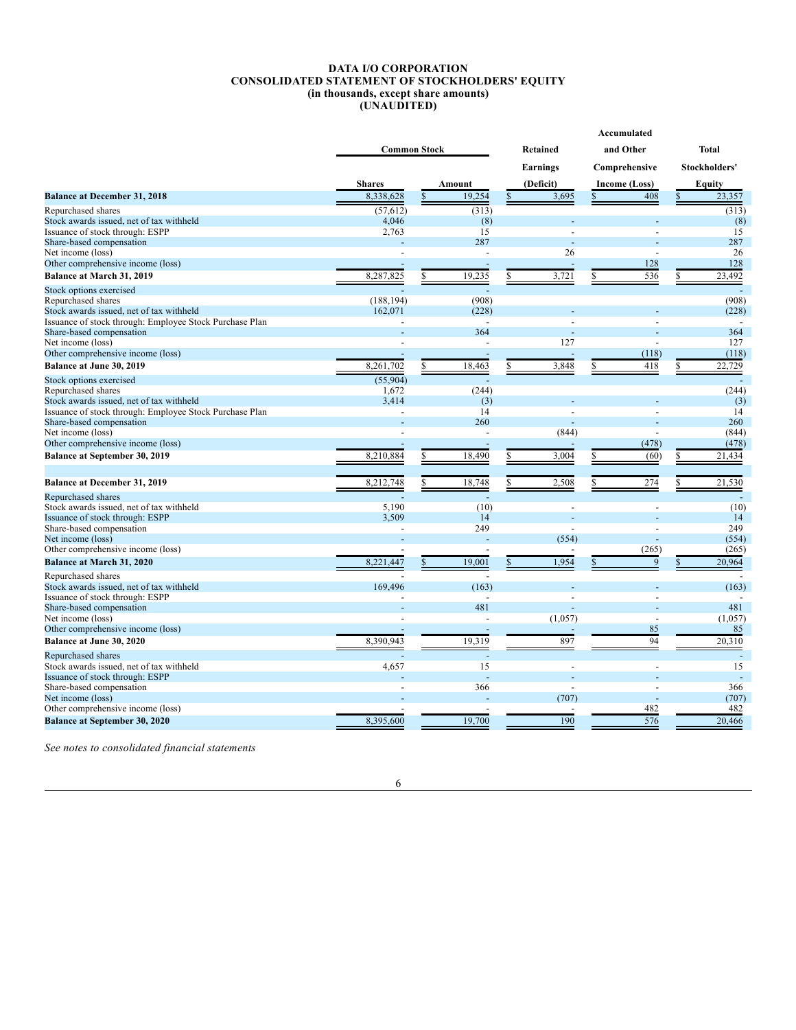# DATA I/O CORPORATION
# CONSOLIDATED STATEMENT OF STOCKHOLDERS' EQUITY
# (in thousands, except share amounts)
# (UNAUDITED)

| | Common Stock | | Retained Earnings (Deficit) | Accumulated and Other Comprehensive Income (Loss) | Total Stockholders' Equity |
|---|---|---|---|---|---|
| | Shares | Amount | | | |
| **Balance at December 31, 2018** | 8,338,628 | $ 19,254 | $ 3,695 | $ 408 | $ 23,357 |
| Repurchased shares | (57,612) | (313) | | | (313) |
| Stock awards issued, net of tax withheld | 4,046 | (8) | - | - | (8) |
| Issuance of stock through: ESPP | 2,763 | 15 | - | - | 15 |
| Share-based compensation | - | 287 | - | - | 287 |
| Net income (loss) | - | - | 26 | - | 26 |
| Other comprehensive income (loss) | - | - | - | 128 | 128 |
| **Balance at March 31, 2019** | 8,287,825 | $ 19,235 | $ 3,721 | $ 536 | $ 23,492 |
| Stock options exercised | - | - | | | - |
| Repurchased shares | (188,194) | (908) | | | (908) |
| Stock awards issued, net of tax withheld | 162,071 | (228) | - | - | (228) |
| Issuance of stock through: Employee Stock Purchase Plan | - | - | - | - | - |
| Share-based compensation | - | 364 | - | - | 364 |
| Net income (loss) | - | - | 127 | - | 127 |
| Other comprehensive income (loss) | - | - | - | (118) | (118) |
| **Balance at June 30, 2019** | 8,261,702 | $ 18,463 | $ 3,848 | $ 418 | $ 22,729 |
| Stock options exercised | (55,904) | - | | | - |
| Repurchased shares | 1,672 | (244) | | | (244) |
| Stock awards issued, net of tax withheld | 3,414 | (3) | - | - | (3) |
| Issuance of stock through: Employee Stock Purchase Plan | - | 14 | - | - | 14 |
| Share-based compensation | - | 260 | - | - | 260 |
| Net income (loss) | - | - | (844) | - | (844) |
| Other comprehensive income (loss) | - | - | - | (478) | (478) |
| **Balance at September 30, 2019** | 8,210,884 | $ 18,490 | $ 3,004 | $ (60) | $ 21,434 |
| | | | | | |
| **Balance at December 31, 2019** | 8,212,748 | $ 18,748 | $ 2,508 | $ 274 | $ 21,530 |
| Repurchased shares | - | - | | | - |
| Stock awards issued, net of tax withheld | 5,190 | (10) | - | - | (10) |
| Issuance of stock through: ESPP | 3,509 | 14 | - | - | 14 |
| Share-based compensation | - | 249 | - | - | 249 |
| Net income (loss) | - | - | (554) | - | (554) |
| Other comprehensive income (loss) | - | - | - | (265) | (265) |
| **Balance at March 31, 2020** | 8,221,447 | $ 19,001 | $ 1,954 | $ 9 | $ 20,964 |
| Repurchased shares | - | - | | | - |
| Stock awards issued, net of tax withheld | 169,496 | (163) | - | - | (163) |
| Issuance of stock through: ESPP | - | - | - | - | - |
| Share-based compensation | - | 481 | - | - | 481 |
| Net income (loss) | - | - | (1,057) | - | (1,057) |
| Other comprehensive income (loss) | - | - | - | 85 | 85 |
| **Balance at June 30, 2020** | 8,390,943 | 19,319 | 897 | 94 | 20,310 |
| Repurchased shares | - | - | | | - |
| Stock awards issued, net of tax withheld | 4,657 | 15 | - | - | 15 |
| Issuance of stock through: ESPP | - | - | - | - | - |
| Share-based compensation | - | 366 | - | - | 366 |
| Net income (loss) | - | - | (707) | - | (707) |
| Other comprehensive income (loss) | - | - | - | 482 | 482 |
| **Balance at September 30, 2020** | 8,395,600 | 19,700 | 190 | 576 | 20,466 |

*See notes to consolidated financial statements*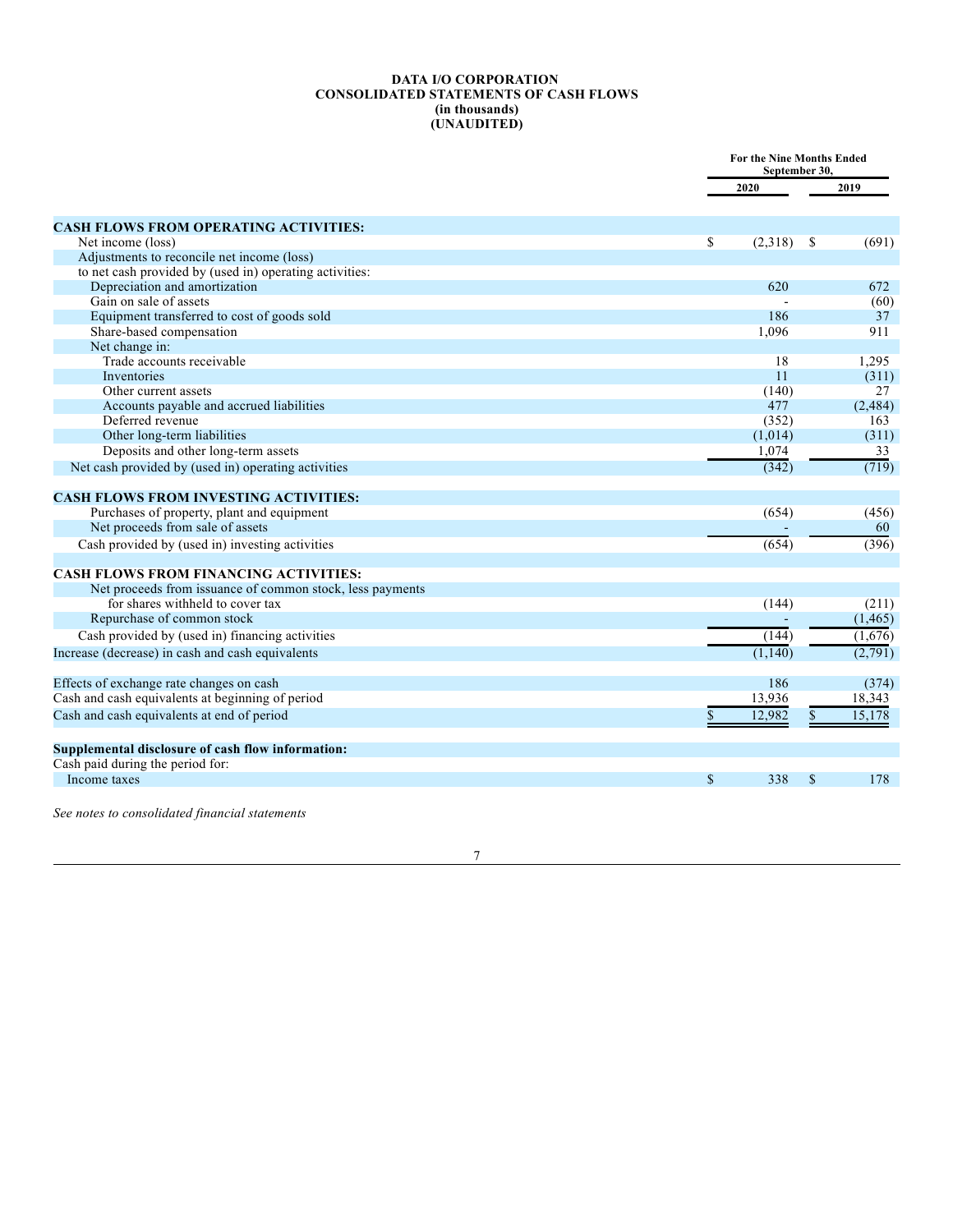**DATA I/O CORPORATION**
**CONSOLIDATED STATEMENTS OF CASH FLOWS**
**(in thousands)**
**(UNAUDITED)**

| | For the Nine Months Ended September 30, | |
|---|---|---|
| | 2020 | 2019 |
| **CASH FLOWS FROM OPERATING ACTIVITIES:** | | |
| Net income (loss) | $ (2,318) | $ (691) |
| Adjustments to reconcile net income (loss) | | |
| to net cash provided by (used in) operating activities: | | |
| Depreciation and amortization | 620 | 672 |
| Gain on sale of assets | - | (60) |
| Equipment transferred to cost of goods sold | 186 | 37 |
| Share-based compensation | 1,096 | 911 |
| Net change in: | | |
| Trade accounts receivable | 18 | 1,295 |
| Inventories | 11 | (311) |
| Other current assets | (140) | 27 |
| Accounts payable and accrued liabilities | 477 | (2,484) |
| Deferred revenue | (352) | 163 |
| Other long-term liabilities | (1,014) | (311) |
| Deposits and other long-term assets | 1,074 | 33 |
| Net cash provided by (used in) operating activities | (342) | (719) |
| **CASH FLOWS FROM INVESTING ACTIVITIES:** | | |
| Purchases of property, plant and equipment | (654) | (456) |
| Net proceeds from sale of assets | - | 60 |
| Cash provided by (used in) investing activities | (654) | (396) |
| **CASH FLOWS FROM FINANCING ACTIVITIES:** | | |
| Net proceeds from issuance of common stock, less payments for shares withheld to cover tax | (144) | (211) |
| Repurchase of common stock | - | (1,465) |
| Cash provided by (used in) financing activities | (144) | (1,676) |
| Increase (decrease) in cash and cash equivalents | (1,140) | (2,791) |
| Effects of exchange rate changes on cash | 186 | (374) |
| Cash and cash equivalents at beginning of period | 13,936 | 18,343 |
| Cash and cash equivalents at end of period | $ 12,982 | $ 15,178 |
| **Supplemental disclosure of cash flow information:** | | |
| Cash paid during the period for: | | |
| Income taxes | $ 338 | $ 178 |

*See notes to consolidated financial statements*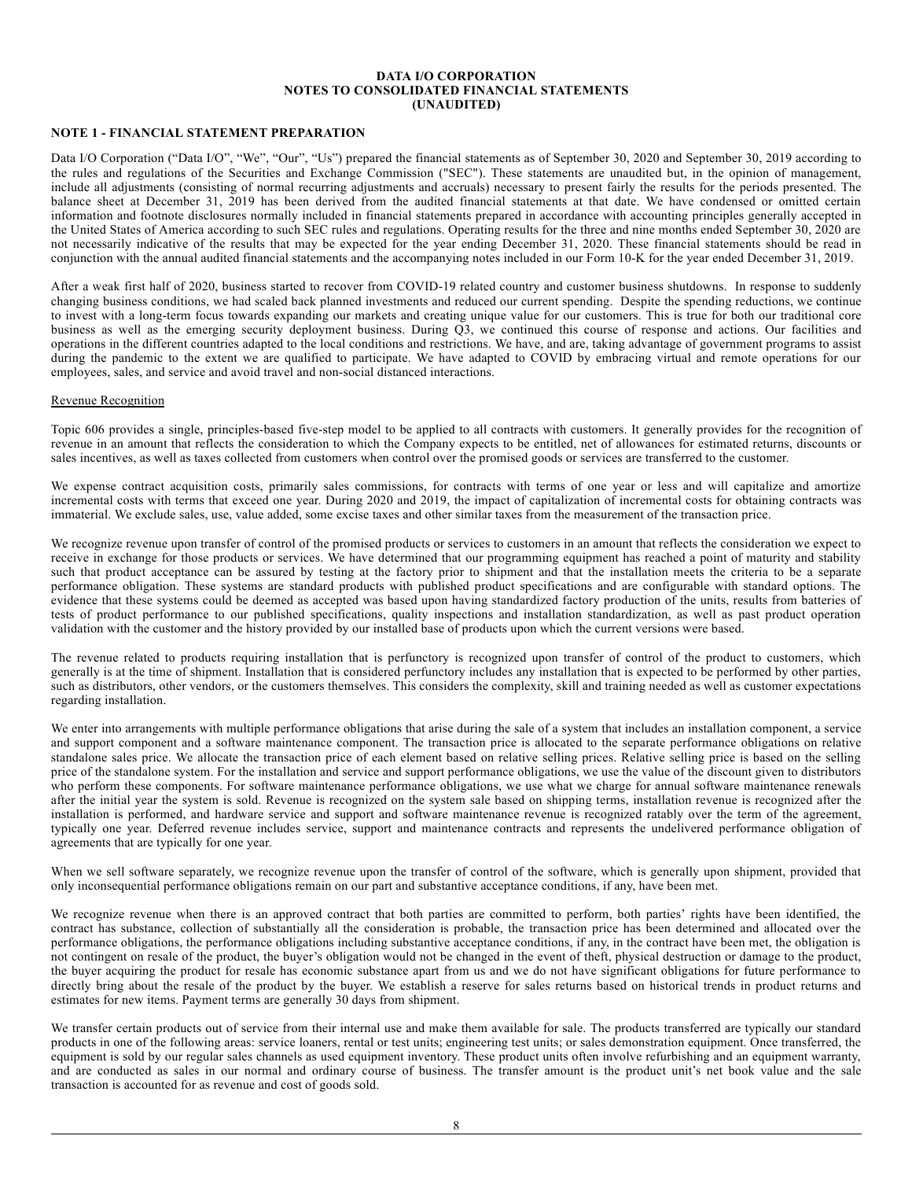**DATA I/O CORPORATION**
**NOTES TO CONSOLIDATED FINANCIAL STATEMENTS**
**(UNAUDITED)**

## NOTE 1 - FINANCIAL STATEMENT PREPARATION

Data I/O Corporation ("Data I/O", "We", "Our", "Us") prepared the financial statements as of September 30, 2020 and September 30, 2019 according to the rules and regulations of the Securities and Exchange Commission ("SEC"). These statements are unaudited but, in the opinion of management, include all adjustments (consisting of normal recurring adjustments and accruals) necessary to present fairly the results for the periods presented. The balance sheet at December 31, 2019 has been derived from the audited financial statements at that date. We have condensed or omitted certain information and footnote disclosures normally included in financial statements prepared in accordance with accounting principles generally accepted in the United States of America according to such SEC rules and regulations. Operating results for the three and nine months ended September 30, 2020 are not necessarily indicative of the results that may be expected for the year ending December 31, 2020. These financial statements should be read in conjunction with the annual audited financial statements and the accompanying notes included in our Form 10-K for the year ended December 31, 2019.

After a weak first half of 2020, business started to recover from COVID-19 related country and customer business shutdowns. In response to suddenly changing business conditions, we had scaled back planned investments and reduced our current spending. Despite the spending reductions, we continue to invest with a long-term focus towards expanding our markets and creating unique value for our customers. This is true for both our traditional core business as well as the emerging security deployment business. During Q3, we continued this course of response and actions. Our facilities and operations in the different countries adapted to the local conditions and restrictions. We have, and are, taking advantage of government programs to assist during the pandemic to the extent we are qualified to participate. We have adapted to COVID by embracing virtual and remote operations for our employees, sales, and service and avoid travel and non-social distanced interactions.

Revenue Recognition

Topic 606 provides a single, principles-based five-step model to be applied to all contracts with customers. It generally provides for the recognition of revenue in an amount that reflects the consideration to which the Company expects to be entitled, net of allowances for estimated returns, discounts or sales incentives, as well as taxes collected from customers when control over the promised goods or services are transferred to the customer.

We expense contract acquisition costs, primarily sales commissions, for contracts with terms of one year or less and will capitalize and amortize incremental costs with terms that exceed one year. During 2020 and 2019, the impact of capitalization of incremental costs for obtaining contracts was immaterial. We exclude sales, use, value added, some excise taxes and other similar taxes from the measurement of the transaction price.

We recognize revenue upon transfer of control of the promised products or services to customers in an amount that reflects the consideration we expect to receive in exchange for those products or services. We have determined that our programming equipment has reached a point of maturity and stability such that product acceptance can be assured by testing at the factory prior to shipment and that the installation meets the criteria to be a separate performance obligation. These systems are standard products with published product specifications and are configurable with standard options. The evidence that these systems could be deemed as accepted was based upon having standardized factory production of the units, results from batteries of tests of product performance to our published specifications, quality inspections and installation standardization, as well as past product operation validation with the customer and the history provided by our installed base of products upon which the current versions were based.

The revenue related to products requiring installation that is perfunctory is recognized upon transfer of control of the product to customers, which generally is at the time of shipment. Installation that is considered perfunctory includes any installation that is expected to be performed by other parties, such as distributors, other vendors, or the customers themselves. This considers the complexity, skill and training needed as well as customer expectations regarding installation.

We enter into arrangements with multiple performance obligations that arise during the sale of a system that includes an installation component, a service and support component and a software maintenance component. The transaction price is allocated to the separate performance obligations on relative standalone sales price. We allocate the transaction price of each element based on relative selling prices. Relative selling price is based on the selling price of the standalone system. For the installation and service and support performance obligations, we use the value of the discount given to distributors who perform these components. For software maintenance performance obligations, we use what we charge for annual software maintenance renewals after the initial year the system is sold. Revenue is recognized on the system sale based on shipping terms, installation revenue is recognized after the installation is performed, and hardware service and support and software maintenance revenue is recognized ratably over the term of the agreement, typically one year. Deferred revenue includes service, support and maintenance contracts and represents the undelivered performance obligation of agreements that are typically for one year.

When we sell software separately, we recognize revenue upon the transfer of control of the software, which is generally upon shipment, provided that only inconsequential performance obligations remain on our part and substantive acceptance conditions, if any, have been met.

We recognize revenue when there is an approved contract that both parties are committed to perform, both parties' rights have been identified, the contract has substance, collection of substantially all the consideration is probable, the transaction price has been determined and allocated over the performance obligations, the performance obligations including substantive acceptance conditions, if any, in the contract have been met, the obligation is not contingent on resale of the product, the buyer's obligation would not be changed in the event of theft, physical destruction or damage to the product, the buyer acquiring the product for resale has economic substance apart from us and we do not have significant obligations for future performance to directly bring about the resale of the product by the buyer. We establish a reserve for sales returns based on historical trends in product returns and estimates for new items. Payment terms are generally 30 days from shipment.

We transfer certain products out of service from their internal use and make them available for sale. The products transferred are typically our standard products in one of the following areas: service loaners, rental or test units; engineering test units; or sales demonstration equipment. Once transferred, the equipment is sold by our regular sales channels as used equipment inventory. These product units often involve refurbishing and an equipment warranty, and are conducted as sales in our normal and ordinary course of business. The transfer amount is the product unit's net book value and the sale transaction is accounted for as revenue and cost of goods sold.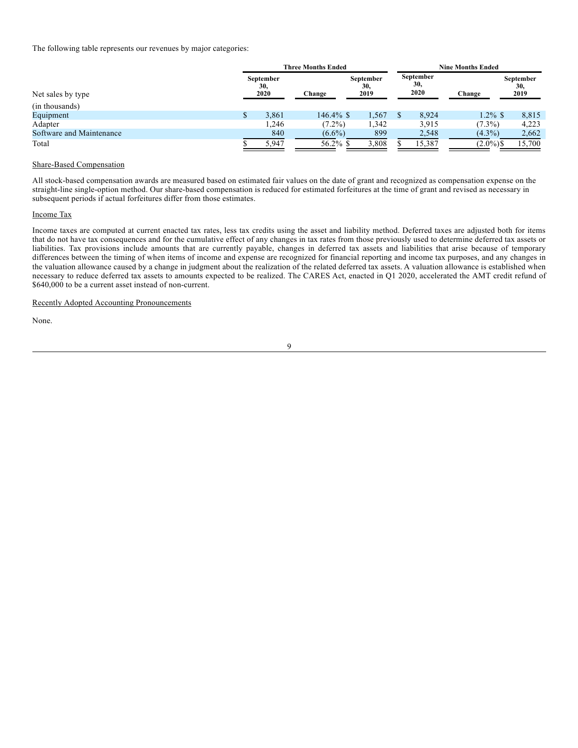The following table represents our revenues by major categories:

| | Three Months Ended | | | Nine Months Ended | | |
|---|---|---|---|---|---|---|
| Net sales by type | September 30, 2020 | Change | September 30, 2019 | September 30, 2020 | Change | September 30, 2019 |
| (in thousands) | | | | | | |
| Equipment | $ 3,861 | 146.4% | $ 1,567 | $ 8,924 | 1.2% | $ 8,815 |
| Adapter | 1,246 | (7.2%) | 1,342 | 3,915 | (7.3%) | 4,223 |
| Software and Maintenance | 840 | (6.6%) | 899 | 2,548 | (4.3%) | 2,662 |
| Total | $ 5,947 | 56.2% | $ 3,808 | $ 15,387 | (2.0%) | $ 15,700 |

Share-Based Compensation

All stock-based compensation awards are measured based on estimated fair values on the date of grant and recognized as compensation expense on the straight-line single-option method. Our share-based compensation is reduced for estimated forfeitures at the time of grant and revised as necessary in subsequent periods if actual forfeitures differ from those estimates.

Income Tax

Income taxes are computed at current enacted tax rates, less tax credits using the asset and liability method. Deferred taxes are adjusted both for items that do not have tax consequences and for the cumulative effect of any changes in tax rates from those previously used to determine deferred tax assets or liabilities. Tax provisions include amounts that are currently payable, changes in deferred tax assets and liabilities that arise because of temporary differences between the timing of when items of income and expense are recognized for financial reporting and income tax purposes, and any changes in the valuation allowance caused by a change in judgment about the realization of the related deferred tax assets. A valuation allowance is established when necessary to reduce deferred tax assets to amounts expected to be realized. The CARES Act, enacted in Q1 2020, accelerated the AMT credit refund of $640,000 to be a current asset instead of non-current.

Recently Adopted Accounting Pronouncements

None.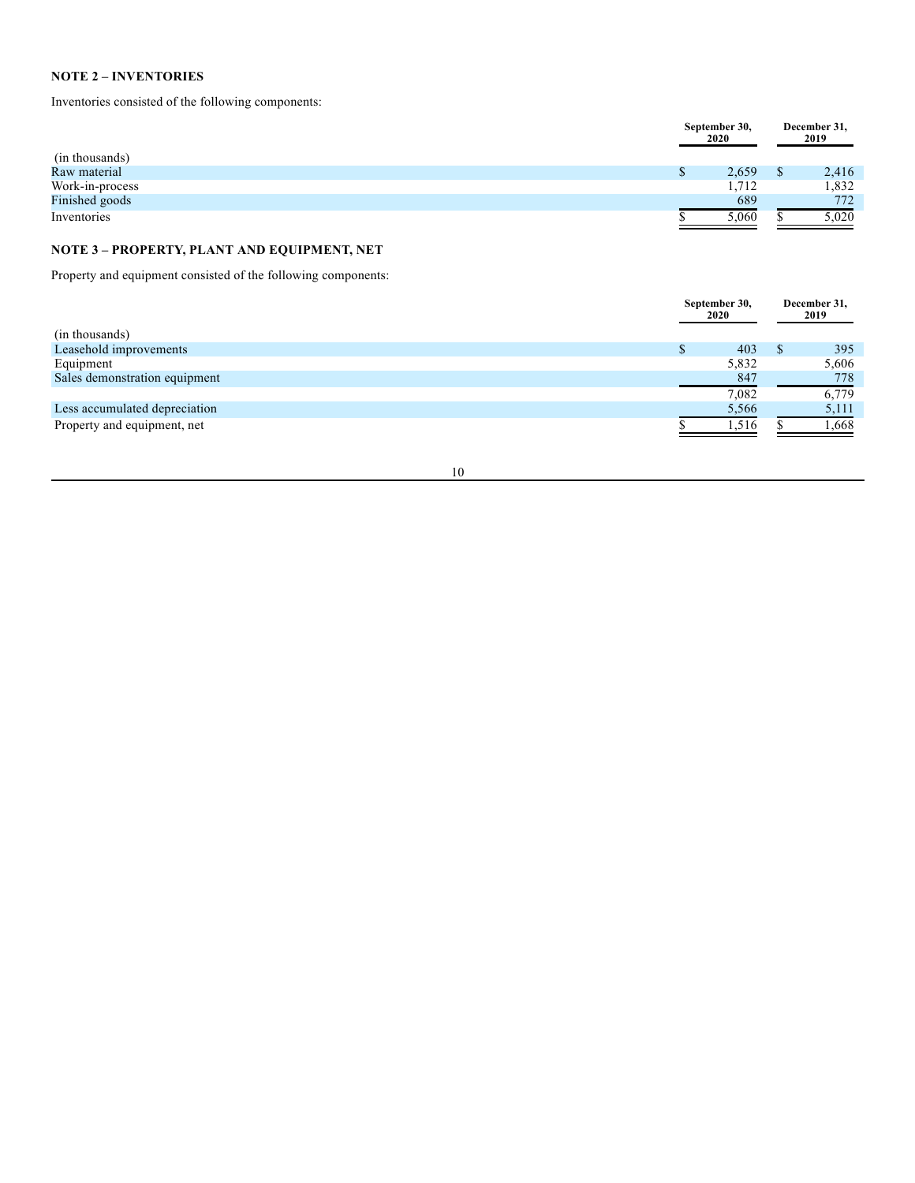**NOTE 2 – INVENTORIES**

Inventories consisted of the following components:

| (in thousands) | September 30, 2020 | December 31, 2019 |
|---|---|---|
| Raw material | $ 2,659 | $ 2,416 |
| Work-in-process | 1,712 | 1,832 |
| Finished goods | 689 | 772 |
| Inventories | $ 5,060 | $ 5,020 |

**NOTE 3 – PROPERTY, PLANT AND EQUIPMENT, NET**

Property and equipment consisted of the following components:

| (in thousands) | September 30, 2020 | December 31, 2019 |
|---|---|---|
| Leasehold improvements | $ 403 | $ 395 |
| Equipment | 5,832 | 5,606 |
| Sales demonstration equipment | 847 | 778 |
| | 7,082 | 6,779 |
| Less accumulated depreciation | 5,566 | 5,111 |
| Property and equipment, net | $ 1,516 | $ 1,668 |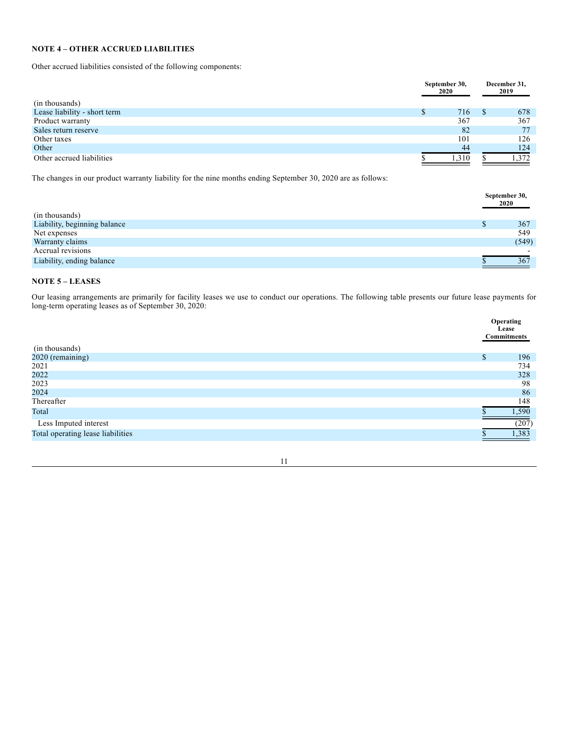## NOTE 4 – OTHER ACCRUED LIABILITIES

Other accrued liabilities consisted of the following components:

| (in thousands) | September 30, 2020 | December 31, 2019 |
|---|---|---|
| Lease liability - short term | $ 716 | $ 678 |
| Product warranty | 367 | 367 |
| Sales return reserve | 82 | 77 |
| Other taxes | 101 | 126 |
| Other | 44 | 124 |
| Other accrued liabilities | $ 1,310 | $ 1,372 |

The changes in our product warranty liability for the nine months ending September 30, 2020 are as follows:

| (in thousands) | September 30, 2020 |
|---|---|
| Liability, beginning balance | $ 367 |
| Net expenses | 549 |
| Warranty claims | (549) |
| Accrual revisions | - |
| Liability, ending balance | $ 367 |

## NOTE 5 – LEASES

Our leasing arrangements are primarily for facility leases we use to conduct our operations. The following table presents our future lease payments for long-term operating leases as of September 30, 2020:

| (in thousands) | Operating Lease Commitments |
|---|---|
| 2020 (remaining) | $ 196 |
| 2021 | 734 |
| 2022 | 328 |
| 2023 | 98 |
| 2024 | 86 |
| Thereafter | 148 |
| Total | $ 1,590 |
| Less Imputed interest | (207) |
| Total operating lease liabilities | $ 1,383 |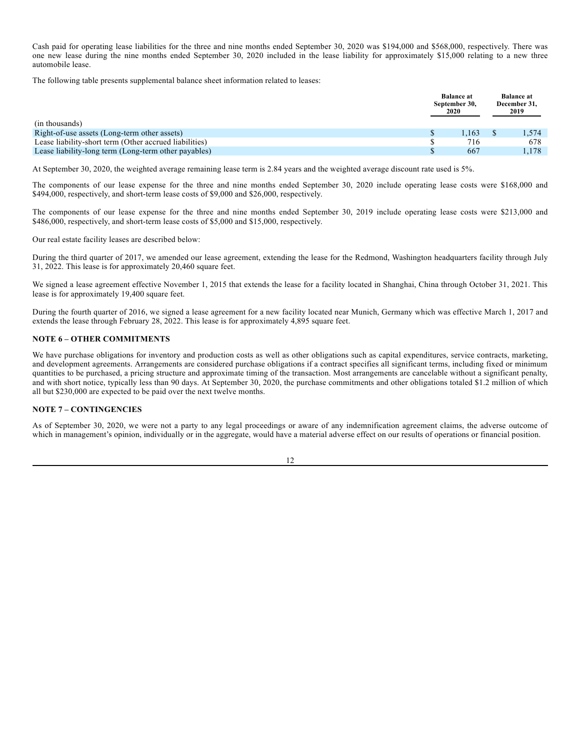Cash paid for operating lease liabilities for the three and nine months ended September 30, 2020 was $194,000 and $568,000, respectively. There was one new lease during the nine months ended September 30, 2020 included in the lease liability for approximately $15,000 relating to a new three automobile lease.

The following table presents supplemental balance sheet information related to leases:

| (in thousands) | Balance at September 30, 2020 | Balance at December 31, 2019 |
|---|---|---|
| Right-of-use assets (Long-term other assets) | $ 1,163 | $ 1,574 |
| Lease liability-short term (Other accrued liabilities) | $ 716 | 678 |
| Lease liability-long term (Long-term other payables) | $ 667 | 1,178 |

At September 30, 2020, the weighted average remaining lease term is 2.84 years and the weighted average discount rate used is 5%.

The components of our lease expense for the three and nine months ended September 30, 2020 include operating lease costs were $168,000 and $494,000, respectively, and short-term lease costs of $9,000 and $26,000, respectively.

The components of our lease expense for the three and nine months ended September 30, 2019 include operating lease costs were $213,000 and $486,000, respectively, and short-term lease costs of $5,000 and $15,000, respectively.

Our real estate facility leases are described below:

During the third quarter of 2017, we amended our lease agreement, extending the lease for the Redmond, Washington headquarters facility through July 31, 2022. This lease is for approximately 20,460 square feet.

We signed a lease agreement effective November 1, 2015 that extends the lease for a facility located in Shanghai, China through October 31, 2021. This lease is for approximately 19,400 square feet.

During the fourth quarter of 2016, we signed a lease agreement for a new facility located near Munich, Germany which was effective March 1, 2017 and extends the lease through February 28, 2022. This lease is for approximately 4,895 square feet.

## NOTE 6 – OTHER COMMITMENTS

We have purchase obligations for inventory and production costs as well as other obligations such as capital expenditures, service contracts, marketing, and development agreements. Arrangements are considered purchase obligations if a contract specifies all significant terms, including fixed or minimum quantities to be purchased, a pricing structure and approximate timing of the transaction. Most arrangements are cancelable without a significant penalty, and with short notice, typically less than 90 days. At September 30, 2020, the purchase commitments and other obligations totaled $1.2 million of which all but $230,000 are expected to be paid over the next twelve months.

## NOTE 7 – CONTINGENCIES

As of September 30, 2020, we were not a party to any legal proceedings or aware of any indemnification agreement claims, the adverse outcome of which in management's opinion, individually or in the aggregate, would have a material adverse effect on our results of operations or financial position.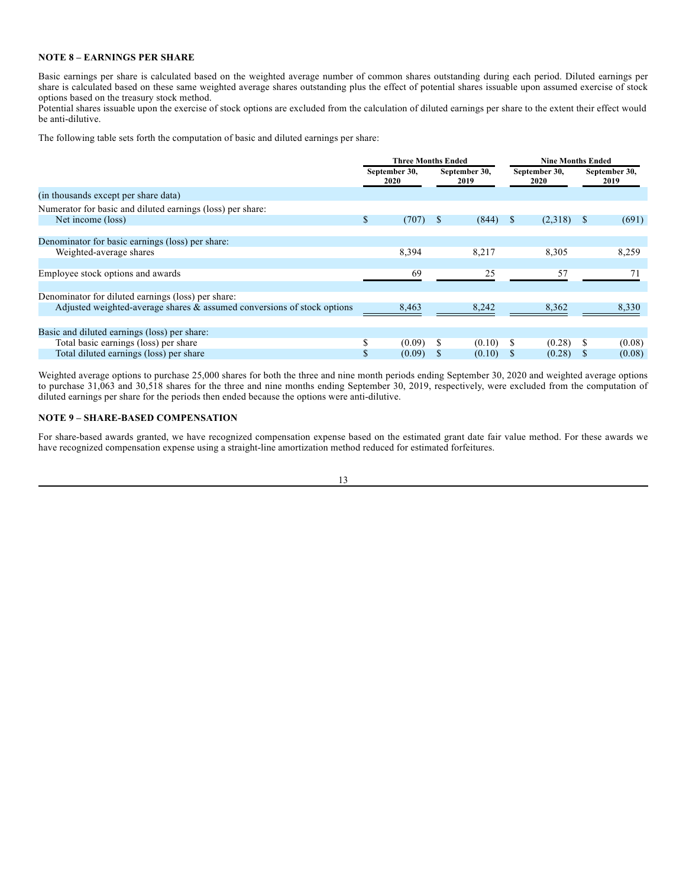**NOTE 8 – EARNINGS PER SHARE**

Basic earnings per share is calculated based on the weighted average number of common shares outstanding during each period. Diluted earnings per share is calculated based on these same weighted average shares outstanding plus the effect of potential shares issuable upon assumed exercise of stock options based on the treasury stock method.
Potential shares issuable upon the exercise of stock options are excluded from the calculation of diluted earnings per share to the extent their effect would be anti-dilutive.

The following table sets forth the computation of basic and diluted earnings per share:

| | Three Months Ended | | Nine Months Ended | |
|---|---|---|---|---|
| | September 30, 2020 | September 30, 2019 | September 30, 2020 | September 30, 2019 |
| (in thousands except per share data) | | | | |
| Numerator for basic and diluted earnings (loss) per share: | | | | |
| Net income (loss) | $ (707) | $ (844) | $ (2,318) | $ (691) |
| Denominator for basic earnings (loss) per share: | | | | |
| Weighted-average shares | 8,394 | 8,217 | 8,305 | 8,259 |
| Employee stock options and awards | 69 | 25 | 57 | 71 |
| Denominator for diluted earnings (loss) per share: | | | | |
| Adjusted weighted-average shares & assumed conversions of stock options | 8,463 | 8,242 | 8,362 | 8,330 |
| Basic and diluted earnings (loss) per share: | | | | |
| Total basic earnings (loss) per share | $ (0.09) | $ (0.10) | $ (0.28) | $ (0.08) |
| Total diluted earnings (loss) per share | $ (0.09) | $ (0.10) | $ (0.28) | $ (0.08) |

Weighted average options to purchase 25,000 shares for both the three and nine month periods ending September 30, 2020 and weighted average options to purchase 31,063 and 30,518 shares for the three and nine months ending September 30, 2019, respectively, were excluded from the computation of diluted earnings per share for the periods then ended because the options were anti-dilutive.

**NOTE 9 – SHARE-BASED COMPENSATION**

For share-based awards granted, we have recognized compensation expense based on the estimated grant date fair value method. For these awards we have recognized compensation expense using a straight-line amortization method reduced for estimated forfeitures.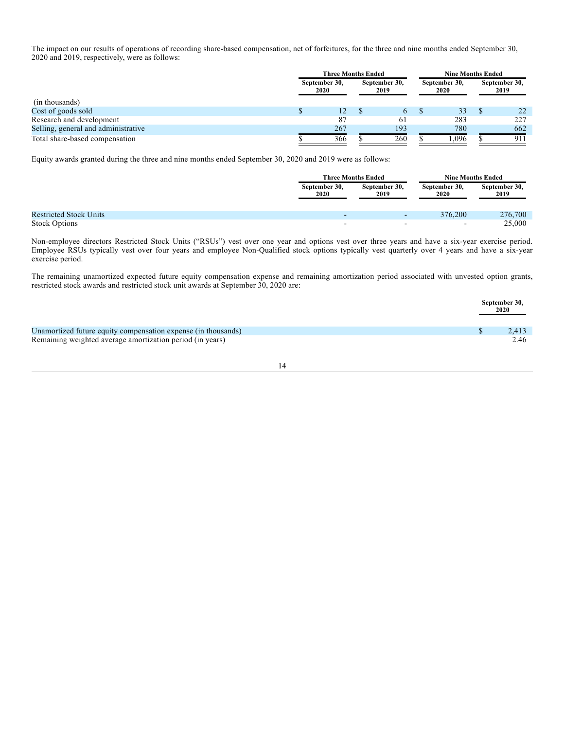The impact on our results of operations of recording share-based compensation, net of forfeitures, for the three and nine months ended September 30, 2020 and 2019, respectively, were as follows:

| | Three Months Ended | | Nine Months Ended | |
|---|---|---|---|---|
| | September 30, 2020 | September 30, 2019 | September 30, 2020 | September 30, 2019 |
| (in thousands) | | | | |
| Cost of goods sold | $ 12 | $ 6 | $ 33 | $ 22 |
| Research and development | 87 | 61 | 283 | 227 |
| Selling, general and administrative | 267 | 193 | 780 | 662 |
| Total share-based compensation | $ 366 | $ 260 | $ 1,096 | $ 911 |

Equity awards granted during the three and nine months ended September 30, 2020 and 2019 were as follows:

| | Three Months Ended | | Nine Months Ended | |
|---|---|---|---|---|
| | September 30, 2020 | September 30, 2019 | September 30, 2020 | September 30, 2019 |
| Restricted Stock Units | - | - | 376,200 | 276,700 |
| Stock Options | - | - | - | 25,000 |

Non-employee directors Restricted Stock Units ("RSUs") vest over one year and options vest over three years and have a six-year exercise period. Employee RSUs typically vest over four years and employee Non-Qualified stock options typically vest quarterly over 4 years and have a six-year exercise period.

The remaining unamortized expected future equity compensation expense and remaining amortization period associated with unvested option grants, restricted stock awards and restricted stock unit awards at September 30, 2020 are:

| | September 30, 2020 |
|---|---|
| Unamortized future equity compensation expense (in thousands) | $ 2,413 |
| Remaining weighted average amortization period (in years) | 2.46 |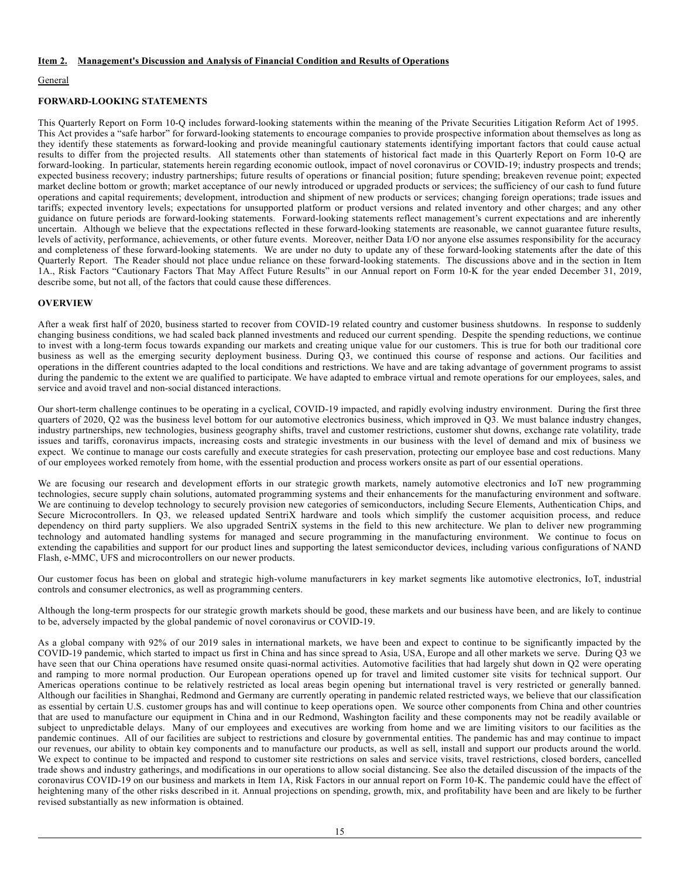**Item 2. Management's Discussion and Analysis of Financial Condition and Results of Operations**

General

**FORWARD-LOOKING STATEMENTS**

This Quarterly Report on Form 10-Q includes forward-looking statements within the meaning of the Private Securities Litigation Reform Act of 1995. This Act provides a "safe harbor" for forward-looking statements to encourage companies to provide prospective information about themselves as long as they identify these statements as forward-looking and provide meaningful cautionary statements identifying important factors that could cause actual results to differ from the projected results. All statements other than statements of historical fact made in this Quarterly Report on Form 10-Q are forward-looking. In particular, statements herein regarding economic outlook, impact of novel coronavirus or COVID-19; industry prospects and trends; expected business recovery; industry partnerships; future results of operations or financial position; future spending; breakeven revenue point; expected market decline bottom or growth; market acceptance of our newly introduced or upgraded products or services; the sufficiency of our cash to fund future operations and capital requirements; development, introduction and shipment of new products or services; changing foreign operations; trade issues and tariffs; expected inventory levels; expectations for unsupported platform or product versions and related inventory and other charges; and any other guidance on future periods are forward-looking statements. Forward-looking statements reflect management's current expectations and are inherently uncertain. Although we believe that the expectations reflected in these forward-looking statements are reasonable, we cannot guarantee future results, levels of activity, performance, achievements, or other future events. Moreover, neither Data I/O nor anyone else assumes responsibility for the accuracy and completeness of these forward-looking statements. We are under no duty to update any of these forward-looking statements after the date of this Quarterly Report. The Reader should not place undue reliance on these forward-looking statements. The discussions above and in the section in Item 1A., Risk Factors "Cautionary Factors That May Affect Future Results" in our Annual report on Form 10-K for the year ended December 31, 2019, describe some, but not all, of the factors that could cause these differences.

**OVERVIEW**

After a weak first half of 2020, business started to recover from COVID-19 related country and customer business shutdowns. In response to suddenly changing business conditions, we had scaled back planned investments and reduced our current spending. Despite the spending reductions, we continue to invest with a long-term focus towards expanding our markets and creating unique value for our customers. This is true for both our traditional core business as well as the emerging security deployment business. During Q3, we continued this course of response and actions. Our facilities and operations in the different countries adapted to the local conditions and restrictions. We have and are taking advantage of government programs to assist during the pandemic to the extent we are qualified to participate. We have adapted to embrace virtual and remote operations for our employees, sales, and service and avoid travel and non-social distanced interactions.

Our short-term challenge continues to be operating in a cyclical, COVID-19 impacted, and rapidly evolving industry environment. During the first three quarters of 2020, Q2 was the business level bottom for our automotive electronics business, which improved in Q3. We must balance industry changes, industry partnerships, new technologies, business geography shifts, travel and customer restrictions, customer shut downs, exchange rate volatility, trade issues and tariffs, coronavirus impacts, increasing costs and strategic investments in our business with the level of demand and mix of business we expect. We continue to manage our costs carefully and execute strategies for cash preservation, protecting our employee base and cost reductions. Many of our employees worked remotely from home, with the essential production and process workers onsite as part of our essential operations.

We are focusing our research and development efforts in our strategic growth markets, namely automotive electronics and IoT new programming technologies, secure supply chain solutions, automated programming systems and their enhancements for the manufacturing environment and software. We are continuing to develop technology to securely provision new categories of semiconductors, including Secure Elements, Authentication Chips, and Secure Microcontrollers. In Q3, we released updated SentriX hardware and tools which simplify the customer acquisition process, and reduce dependency on third party suppliers. We also upgraded SentriX systems in the field to this new architecture. We plan to deliver new programming technology and automated handling systems for managed and secure programming in the manufacturing environment. We continue to focus on extending the capabilities and support for our product lines and supporting the latest semiconductor devices, including various configurations of NAND Flash, e-MMC, UFS and microcontrollers on our newer products.

Our customer focus has been on global and strategic high-volume manufacturers in key market segments like automotive electronics, IoT, industrial controls and consumer electronics, as well as programming centers.

Although the long-term prospects for our strategic growth markets should be good, these markets and our business have been, and are likely to continue to be, adversely impacted by the global pandemic of novel coronavirus or COVID-19.

As a global company with 92% of our 2019 sales in international markets, we have been and expect to continue to be significantly impacted by the COVID-19 pandemic, which started to impact us first in China and has since spread to Asia, USA, Europe and all other markets we serve. During Q3 we have seen that our China operations have resumed onsite quasi-normal activities. Automotive facilities that had largely shut down in Q2 were operating and ramping to more normal production. Our European operations opened up for travel and limited customer site visits for technical support. Our Americas operations continue to be relatively restricted as local areas begin opening but international travel is very restricted or generally banned. Although our facilities in Shanghai, Redmond and Germany are currently operating in pandemic related restricted ways, we believe that our classification as essential by certain U.S. customer groups has and will continue to keep operations open. We source other components from China and other countries that are used to manufacture our equipment in China and in our Redmond, Washington facility and these components may not be readily available or subject to unpredictable delays. Many of our employees and executives are working from home and we are limiting visitors to our facilities as the pandemic continues. All of our facilities are subject to restrictions and closure by governmental entities. The pandemic has and may continue to impact our revenues, our ability to obtain key components and to manufacture our products, as well as sell, install and support our products around the world. We expect to continue to be impacted and respond to customer site restrictions on sales and service visits, travel restrictions, closed borders, cancelled trade shows and industry gatherings, and modifications in our operations to allow social distancing. See also the detailed discussion of the impacts of the coronavirus COVID-19 on our business and markets in Item 1A, Risk Factors in our annual report on Form 10-K. The pandemic could have the effect of heightening many of the other risks described in it. Annual projections on spending, growth, mix, and profitability have been and are likely to be further revised substantially as new information is obtained.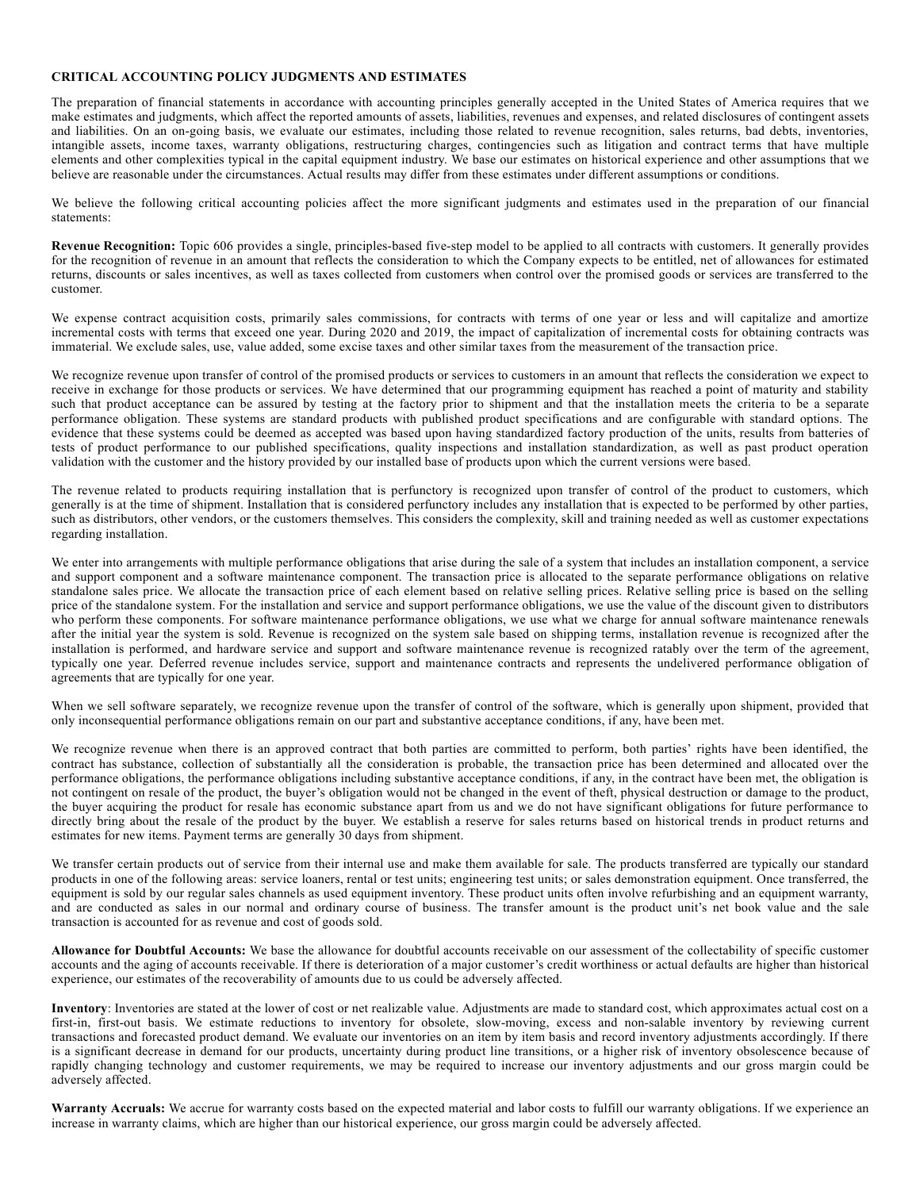**CRITICAL ACCOUNTING POLICY JUDGMENTS AND ESTIMATES**

The preparation of financial statements in accordance with accounting principles generally accepted in the United States of America requires that we make estimates and judgments, which affect the reported amounts of assets, liabilities, revenues and expenses, and related disclosures of contingent assets and liabilities. On an on-going basis, we evaluate our estimates, including those related to revenue recognition, sales returns, bad debts, inventories, intangible assets, income taxes, warranty obligations, restructuring charges, contingencies such as litigation and contract terms that have multiple elements and other complexities typical in the capital equipment industry. We base our estimates on historical experience and other assumptions that we believe are reasonable under the circumstances. Actual results may differ from these estimates under different assumptions or conditions.

We believe the following critical accounting policies affect the more significant judgments and estimates used in the preparation of our financial statements:

**Revenue Recognition:** Topic 606 provides a single, principles-based five-step model to be applied to all contracts with customers. It generally provides for the recognition of revenue in an amount that reflects the consideration to which the Company expects to be entitled, net of allowances for estimated returns, discounts or sales incentives, as well as taxes collected from customers when control over the promised goods or services are transferred to the customer.

We expense contract acquisition costs, primarily sales commissions, for contracts with terms of one year or less and will capitalize and amortize incremental costs with terms that exceed one year. During 2020 and 2019, the impact of capitalization of incremental costs for obtaining contracts was immaterial. We exclude sales, use, value added, some excise taxes and other similar taxes from the measurement of the transaction price.

We recognize revenue upon transfer of control of the promised products or services to customers in an amount that reflects the consideration we expect to receive in exchange for those products or services. We have determined that our programming equipment has reached a point of maturity and stability such that product acceptance can be assured by testing at the factory prior to shipment and that the installation meets the criteria to be a separate performance obligation. These systems are standard products with published product specifications and are configurable with standard options. The evidence that these systems could be deemed as accepted was based upon having standardized factory production of the units, results from batteries of tests of product performance to our published specifications, quality inspections and installation standardization, as well as past product operation validation with the customer and the history provided by our installed base of products upon which the current versions were based.

The revenue related to products requiring installation that is perfunctory is recognized upon transfer of control of the product to customers, which generally is at the time of shipment. Installation that is considered perfunctory includes any installation that is expected to be performed by other parties, such as distributors, other vendors, or the customers themselves. This considers the complexity, skill and training needed as well as customer expectations regarding installation.

We enter into arrangements with multiple performance obligations that arise during the sale of a system that includes an installation component, a service and support component and a software maintenance component. The transaction price is allocated to the separate performance obligations on relative standalone sales price. We allocate the transaction price of each element based on relative selling prices. Relative selling price is based on the selling price of the standalone system. For the installation and service and support performance obligations, we use the value of the discount given to distributors who perform these components. For software maintenance performance obligations, we use what we charge for annual software maintenance renewals after the initial year the system is sold. Revenue is recognized on the system sale based on shipping terms, installation revenue is recognized after the installation is performed, and hardware service and support and software maintenance revenue is recognized ratably over the term of the agreement, typically one year. Deferred revenue includes service, support and maintenance contracts and represents the undelivered performance obligation of agreements that are typically for one year.

When we sell software separately, we recognize revenue upon the transfer of control of the software, which is generally upon shipment, provided that only inconsequential performance obligations remain on our part and substantive acceptance conditions, if any, have been met.

We recognize revenue when there is an approved contract that both parties are committed to perform, both parties' rights have been identified, the contract has substance, collection of substantially all the consideration is probable, the transaction price has been determined and allocated over the performance obligations, the performance obligations including substantive acceptance conditions, if any, in the contract have been met, the obligation is not contingent on resale of the product, the buyer's obligation would not be changed in the event of theft, physical destruction or damage to the product, the buyer acquiring the product for resale has economic substance apart from us and we do not have significant obligations for future performance to directly bring about the resale of the product by the buyer. We establish a reserve for sales returns based on historical trends in product returns and estimates for new items. Payment terms are generally 30 days from shipment.

We transfer certain products out of service from their internal use and make them available for sale. The products transferred are typically our standard products in one of the following areas: service loaners, rental or test units; engineering test units; or sales demonstration equipment. Once transferred, the equipment is sold by our regular sales channels as used equipment inventory. These product units often involve refurbishing and an equipment warranty, and are conducted as sales in our normal and ordinary course of business. The transfer amount is the product unit's net book value and the sale transaction is accounted for as revenue and cost of goods sold.

**Allowance for Doubtful Accounts:** We base the allowance for doubtful accounts receivable on our assessment of the collectability of specific customer accounts and the aging of accounts receivable. If there is deterioration of a major customer's credit worthiness or actual defaults are higher than historical experience, our estimates of the recoverability of amounts due to us could be adversely affected.

**Inventory**: Inventories are stated at the lower of cost or net realizable value. Adjustments are made to standard cost, which approximates actual cost on a first-in, first-out basis. We estimate reductions to inventory for obsolete, slow-moving, excess and non-salable inventory by reviewing current transactions and forecasted product demand. We evaluate our inventories on an item by item basis and record inventory adjustments accordingly. If there is a significant decrease in demand for our products, uncertainty during product line transitions, or a higher risk of inventory obsolescence because of rapidly changing technology and customer requirements, we may be required to increase our inventory adjustments and our gross margin could be adversely affected.

**Warranty Accruals:** We accrue for warranty costs based on the expected material and labor costs to fulfill our warranty obligations. If we experience an increase in warranty claims, which are higher than our historical experience, our gross margin could be adversely affected.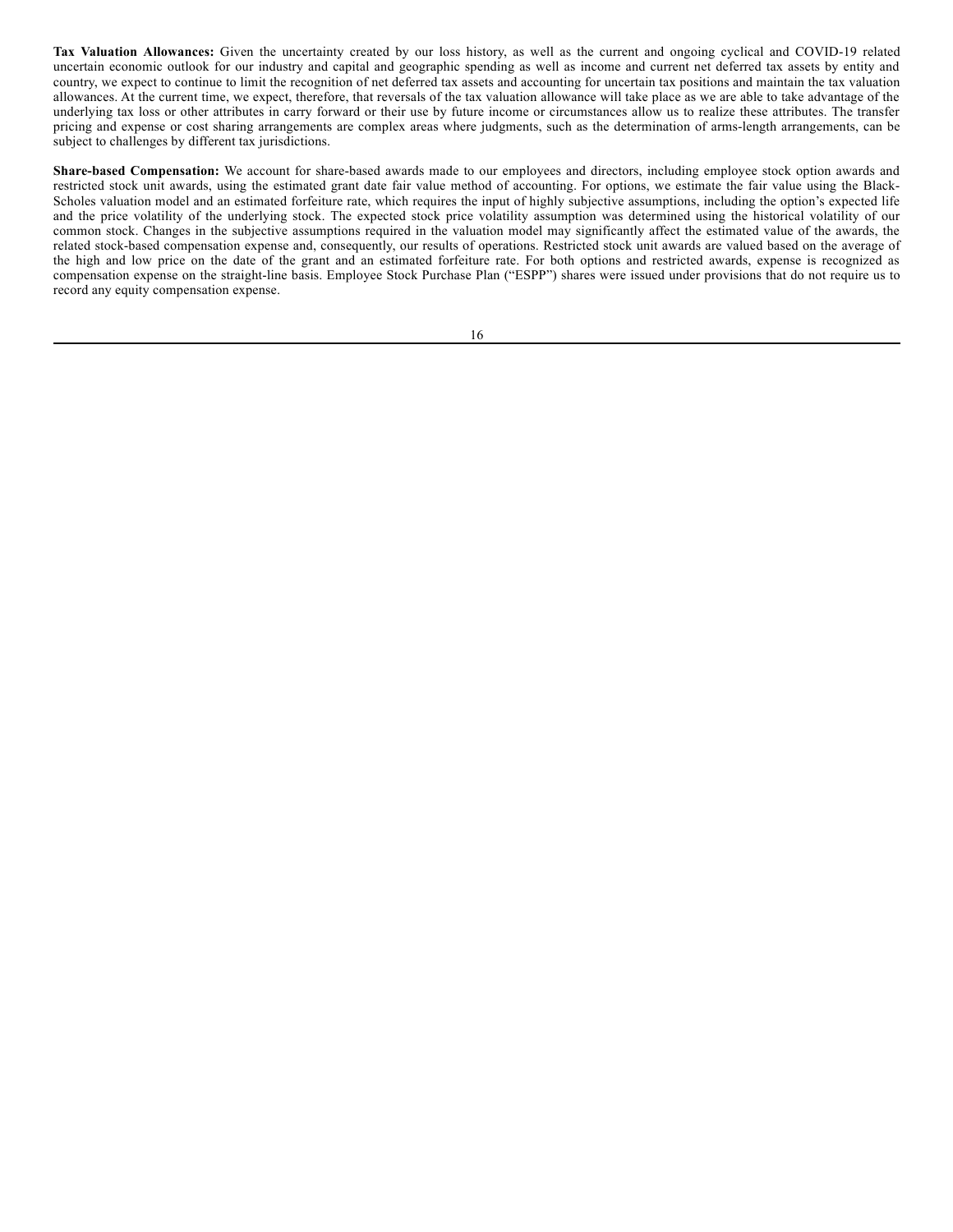**Tax Valuation Allowances:** Given the uncertainty created by our loss history, as well as the current and ongoing cyclical and COVID-19 related uncertain economic outlook for our industry and capital and geographic spending as well as income and current net deferred tax assets by entity and country, we expect to continue to limit the recognition of net deferred tax assets and accounting for uncertain tax positions and maintain the tax valuation allowances. At the current time, we expect, therefore, that reversals of the tax valuation allowance will take place as we are able to take advantage of the underlying tax loss or other attributes in carry forward or their use by future income or circumstances allow us to realize these attributes. The transfer pricing and expense or cost sharing arrangements are complex areas where judgments, such as the determination of arms-length arrangements, can be subject to challenges by different tax jurisdictions.

**Share-based Compensation:** We account for share-based awards made to our employees and directors, including employee stock option awards and restricted stock unit awards, using the estimated grant date fair value method of accounting. For options, we estimate the fair value using the Black-Scholes valuation model and an estimated forfeiture rate, which requires the input of highly subjective assumptions, including the option's expected life and the price volatility of the underlying stock. The expected stock price volatility assumption was determined using the historical volatility of our common stock. Changes in the subjective assumptions required in the valuation model may significantly affect the estimated value of the awards, the related stock-based compensation expense and, consequently, our results of operations. Restricted stock unit awards are valued based on the average of the high and low price on the date of the grant and an estimated forfeiture rate. For both options and restricted awards, expense is recognized as compensation expense on the straight-line basis. Employee Stock Purchase Plan ("ESPP") shares were issued under provisions that do not require us to record any equity compensation expense.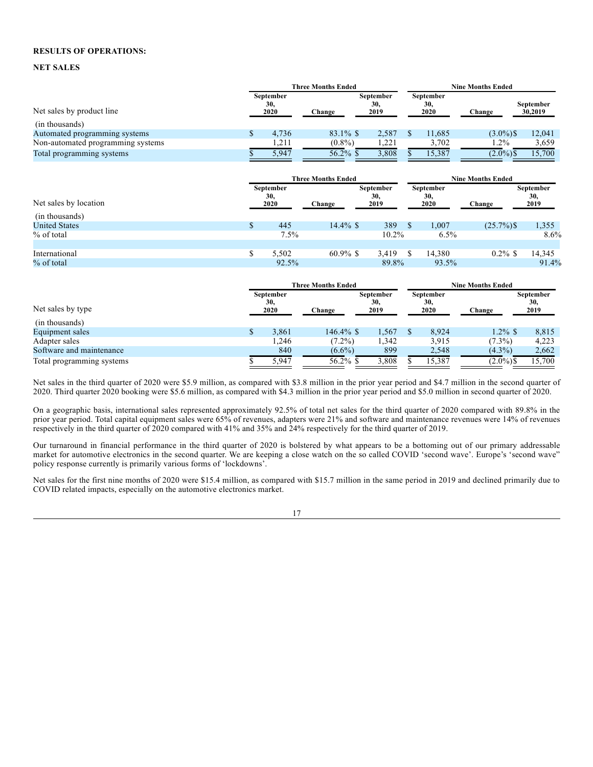**RESULTS OF OPERATIONS:**

**NET SALES**

| Net sales by product line | Three Months Ended | | | Nine Months Ended | | |
|---|---|---|---|---|---|---|
| | September 30, 2020 | Change | September 30, 2019 | September 30, 2020 | Change | September 30,2019 |
| (in thousands) | | | | | | |
| Automated programming systems | $ 4,736 | 83.1% | $ 2,587 | $ 11,685 | (3.0%) | $ 12,041 |
| Non-automated programming systems | 1,211 | (0.8%) | 1,221 | 3,702 | 1.2% | 3,659 |
| Total programming systems | $ 5,947 | 56.2% | $ 3,808 | $ 15,387 | (2.0%) | $ 15,700 |

| Net sales by location | Three Months Ended | | | Nine Months Ended | | |
|---|---|---|---|---|---|---|
| | September 30, 2020 | Change | September 30, 2019 | September 30, 2020 | Change | September 30, 2019 |
| (in thousands) | | | | | | |
| United States | $ 445 | 14.4% | $ 389 | $ 1,007 | (25.7%) | $ 1,355 |
| % of total | 7.5% | | 10.2% | 6.5% | | 8.6% |
| | | | | | | |
| International | $ 5,502 | 60.9% | $ 3,419 | $ 14,380 | 0.2% | $ 14,345 |
| % of total | 92.5% | | 89.8% | 93.5% | | 91.4% |

| Net sales by type | Three Months Ended | | | Nine Months Ended | | |
|---|---|---|---|---|---|---|
| | September 30, 2020 | Change | September 30, 2019 | September 30, 2020 | Change | September 30, 2019 |
| (in thousands) | | | | | | |
| Equipment sales | $ 3,861 | 146.4% | $ 1,567 | $ 8,924 | 1.2% | $ 8,815 |
| Adapter sales | 1,246 | (7.2%) | 1,342 | 3,915 | (7.3%) | 4,223 |
| Software and maintenance | 840 | (6.6%) | 899 | 2,548 | (4.3%) | 2,662 |
| Total programming systems | $ 5,947 | 56.2% | $ 3,808 | $ 15,387 | (2.0%) | $ 15,700 |

Net sales in the third quarter of 2020 were $5.9 million, as compared with $3.8 million in the prior year period and $4.7 million in the second quarter of 2020. Third quarter 2020 booking were $5.6 million, as compared with $4.3 million in the prior year period and $5.0 million in second quarter of 2020.

On a geographic basis, international sales represented approximately 92.5% of total net sales for the third quarter of 2020 compared with 89.8% in the prior year period. Total capital equipment sales were 65% of revenues, adapters were 21% and software and maintenance revenues were 14% of revenues respectively in the third quarter of 2020 compared with 41% and 35% and 24% respectively for the third quarter of 2019.

Our turnaround in financial performance in the third quarter of 2020 is bolstered by what appears to be a bottoming out of our primary addressable market for automotive electronics in the second quarter. We are keeping a close watch on the so called COVID 'second wave'. Europe's 'second wave" policy response currently is primarily various forms of 'lockdowns'.

Net sales for the first nine months of 2020 were $15.4 million, as compared with $15.7 million in the same period in 2019 and declined primarily due to COVID related impacts, especially on the automotive electronics market.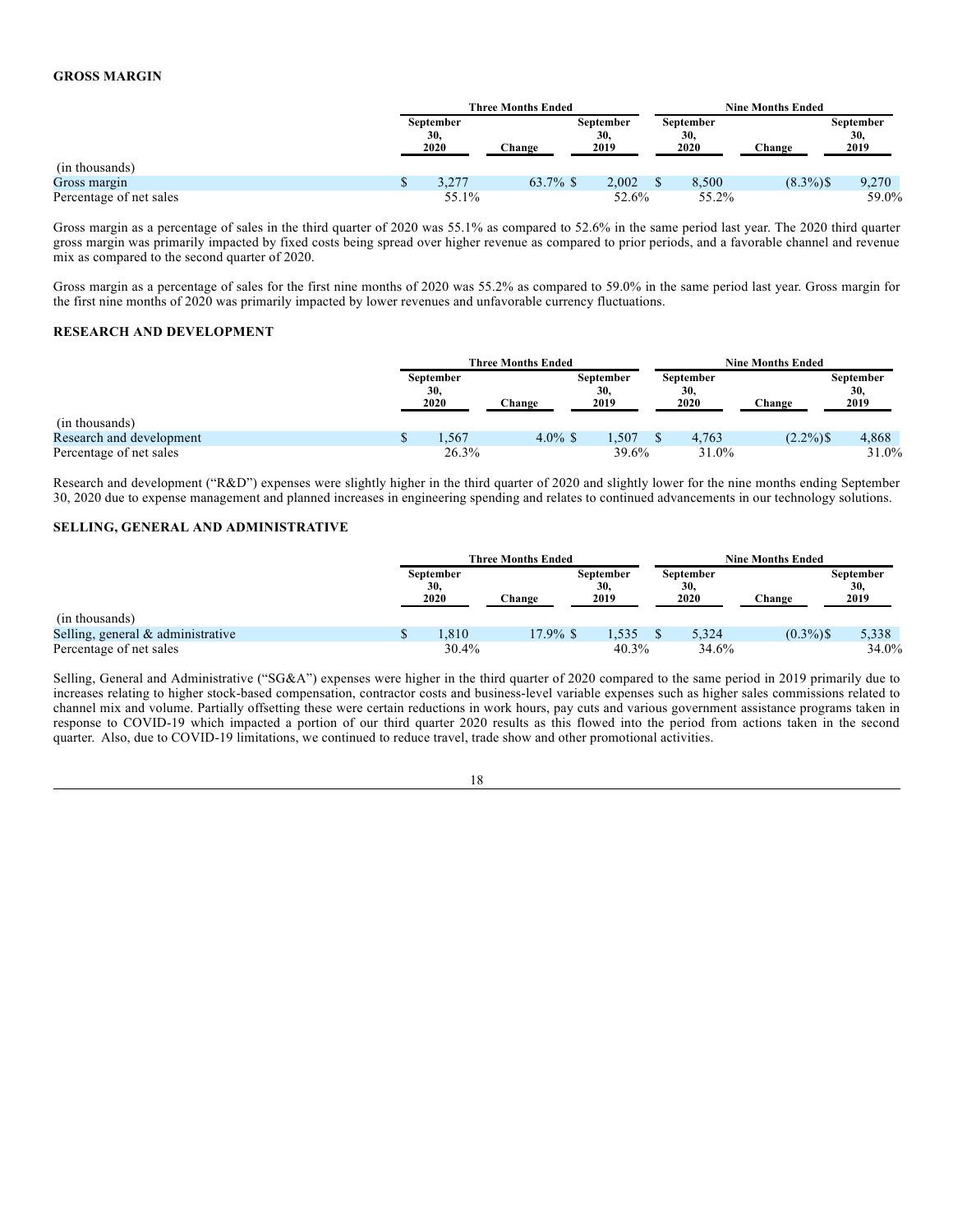**GROSS MARGIN**

| | Three Months Ended | | | Nine Months Ended | | |
|---|---|---|---|---|---|---|
| | September 30, 2020 | Change | September 30, 2019 | September 30, 2020 | Change | September 30, 2019 |
| (in thousands) | | | | | | |
| Gross margin | $ 3,277 | 63.7% | $ 2,002 | $ 8,500 | (8.3%) | $ 9,270 |
| Percentage of net sales | 55.1% | | 52.6% | 55.2% | | 59.0% |

Gross margin as a percentage of sales in the third quarter of 2020 was 55.1% as compared to 52.6% in the same period last year. The 2020 third quarter gross margin was primarily impacted by fixed costs being spread over higher revenue as compared to prior periods, and a favorable channel and revenue mix as compared to the second quarter of 2020.

Gross margin as a percentage of sales for the first nine months of 2020 was 55.2% as compared to 59.0% in the same period last year. Gross margin for the first nine months of 2020 was primarily impacted by lower revenues and unfavorable currency fluctuations.

**RESEARCH AND DEVELOPMENT**

| | Three Months Ended | | | Nine Months Ended | | |
|---|---|---|---|---|---|---|
| | September 30, 2020 | Change | September 30, 2019 | September 30, 2020 | Change | September 30, 2019 |
| (in thousands) | | | | | | |
| Research and development | $ 1,567 | 4.0% | $ 1,507 | $ 4,763 | (2.2%) | $ 4,868 |
| Percentage of net sales | 26.3% | | 39.6% | 31.0% | | 31.0% |

Research and development ("R&D") expenses were slightly higher in the third quarter of 2020 and slightly lower for the nine months ending September 30, 2020 due to expense management and planned increases in engineering spending and relates to continued advancements in our technology solutions.

**SELLING, GENERAL AND ADMINISTRATIVE**

| | Three Months Ended | | | Nine Months Ended | | |
|---|---|---|---|---|---|---|
| | September 30, 2020 | Change | September 30, 2019 | September 30, 2020 | Change | September 30, 2019 |
| (in thousands) | | | | | | |
| Selling, general & administrative | $ 1,810 | 17.9% | $ 1,535 | $ 5,324 | (0.3%) | $ 5,338 |
| Percentage of net sales | 30.4% | | 40.3% | 34.6% | | 34.0% |

Selling, General and Administrative ("SG&A") expenses were higher in the third quarter of 2020 compared to the same period in 2019 primarily due to increases relating to higher stock-based compensation, contractor costs and business-level variable expenses such as higher sales commissions related to channel mix and volume. Partially offsetting these were certain reductions in work hours, pay cuts and various government assistance programs taken in response to COVID-19 which impacted a portion of our third quarter 2020 results as this flowed into the period from actions taken in the second quarter. Also, due to COVID-19 limitations, we continued to reduce travel, trade show and other promotional activities.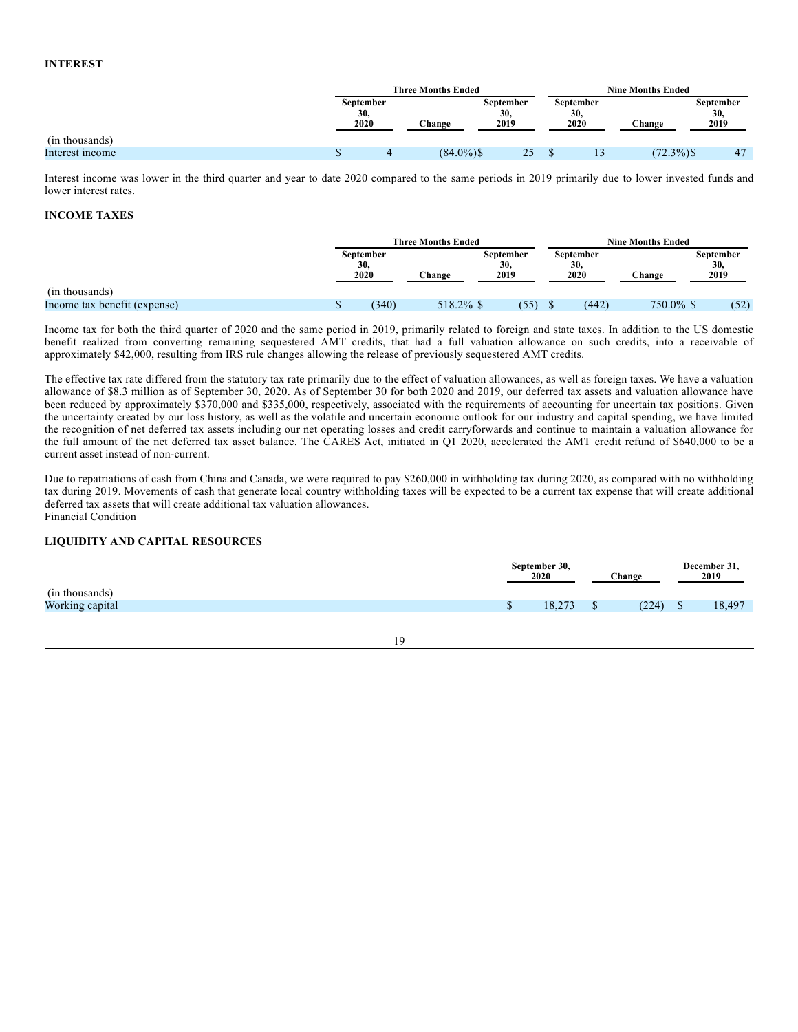### INTEREST

| | Three Months Ended | | | Nine Months Ended | | |
|---|---|---|---|---|---|---|
| | September 30, 2020 | Change | September 30, 2019 | September 30, 2020 | Change | September 30, 2019 |
| (in thousands) | | | | | | |
| Interest income | $ 4 | (84.0%) | $ 25 | $ 13 | (72.3%) | $ 47 |

Interest income was lower in the third quarter and year to date 2020 compared to the same periods in 2019 primarily due to lower invested funds and lower interest rates.

### INCOME TAXES

| | Three Months Ended | | | Nine Months Ended | | |
|---|---|---|---|---|---|---|
| | September 30, 2020 | Change | September 30, 2019 | September 30, 2020 | Change | September 30, 2019 |
| (in thousands) | | | | | | |
| Income tax benefit (expense) | $ (340) | 518.2% | $ (55) | $ (442) | 750.0% | $ (52) |

Income tax for both the third quarter of 2020 and the same period in 2019, primarily related to foreign and state taxes. In addition to the US domestic benefit realized from converting remaining sequestered AMT credits, that had a full valuation allowance on such credits, into a receivable of approximately $42,000, resulting from IRS rule changes allowing the release of previously sequestered AMT credits.

The effective tax rate differed from the statutory tax rate primarily due to the effect of valuation allowances, as well as foreign taxes. We have a valuation allowance of $8.3 million as of September 30, 2020. As of September 30 for both 2020 and 2019, our deferred tax assets and valuation allowance have been reduced by approximately $370,000 and $335,000, respectively, associated with the requirements of accounting for uncertain tax positions. Given the uncertainty created by our loss history, as well as the volatile and uncertain economic outlook for our industry and capital spending, we have limited the recognition of net deferred tax assets including our net operating losses and credit carryforwards and continue to maintain a valuation allowance for the full amount of the net deferred tax asset balance. The CARES Act, initiated in Q1 2020, accelerated the AMT credit refund of $640,000 to be a current asset instead of non-current.

Due to repatriations of cash from China and Canada, we were required to pay $260,000 in withholding tax during 2020, as compared with no withholding tax during 2019. Movements of cash that generate local country withholding taxes will be expected to be a current tax expense that will create additional deferred tax assets that will create additional tax valuation allowances.

Financial Condition

### LIQUIDITY AND CAPITAL RESOURCES

| | September 30, 2020 | Change | December 31, 2019 |
|---|---|---|---|
| (in thousands) | | | |
| Working capital | $ 18,273 | $ (224) | $ 18,497 |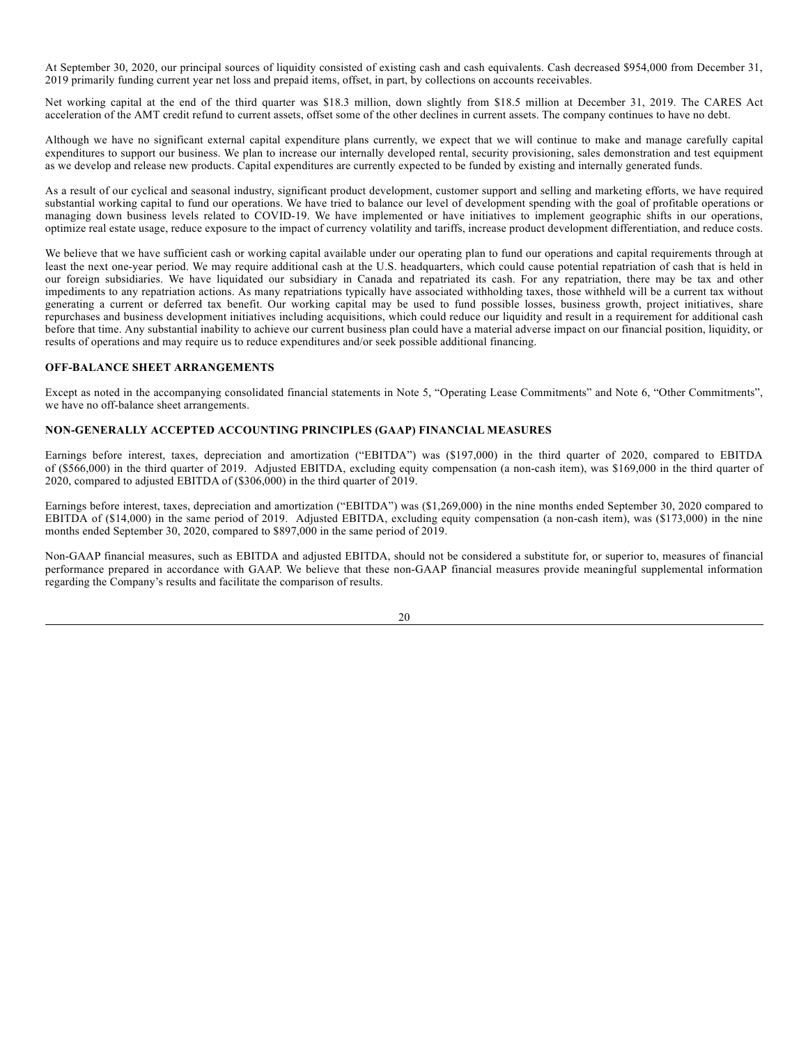At September 30, 2020, our principal sources of liquidity consisted of existing cash and cash equivalents. Cash decreased $954,000 from December 31, 2019 primarily funding current year net loss and prepaid items, offset, in part, by collections on accounts receivables.

Net working capital at the end of the third quarter was $18.3 million, down slightly from $18.5 million at December 31, 2019. The CARES Act acceleration of the AMT credit refund to current assets, offset some of the other declines in current assets. The company continues to have no debt.

Although we have no significant external capital expenditure plans currently, we expect that we will continue to make and manage carefully capital expenditures to support our business. We plan to increase our internally developed rental, security provisioning, sales demonstration and test equipment as we develop and release new products. Capital expenditures are currently expected to be funded by existing and internally generated funds.

As a result of our cyclical and seasonal industry, significant product development, customer support and selling and marketing efforts, we have required substantial working capital to fund our operations. We have tried to balance our level of development spending with the goal of profitable operations or managing down business levels related to COVID-19. We have implemented or have initiatives to implement geographic shifts in our operations, optimize real estate usage, reduce exposure to the impact of currency volatility and tariffs, increase product development differentiation, and reduce costs.

We believe that we have sufficient cash or working capital available under our operating plan to fund our operations and capital requirements through at least the next one-year period. We may require additional cash at the U.S. headquarters, which could cause potential repatriation of cash that is held in our foreign subsidiaries. We have liquidated our subsidiary in Canada and repatriated its cash. For any repatriation, there may be tax and other impediments to any repatriation actions. As many repatriations typically have associated withholding taxes, those withheld will be a current tax without generating a current or deferred tax benefit. Our working capital may be used to fund possible losses, business growth, project initiatives, share repurchases and business development initiatives including acquisitions, which could reduce our liquidity and result in a requirement for additional cash before that time. Any substantial inability to achieve our current business plan could have a material adverse impact on our financial position, liquidity, or results of operations and may require us to reduce expenditures and/or seek possible additional financing.

## OFF-BALANCE SHEET ARRANGEMENTS

Except as noted in the accompanying consolidated financial statements in Note 5, "Operating Lease Commitments" and Note 6, "Other Commitments", we have no off-balance sheet arrangements.

## NON-GENERALLY ACCEPTED ACCOUNTING PRINCIPLES (GAAP) FINANCIAL MEASURES

Earnings before interest, taxes, depreciation and amortization ("EBITDA") was ($197,000) in the third quarter of 2020, compared to EBITDA of ($566,000) in the third quarter of 2019. Adjusted EBITDA, excluding equity compensation (a non-cash item), was $169,000 in the third quarter of 2020, compared to adjusted EBITDA of ($306,000) in the third quarter of 2019.

Earnings before interest, taxes, depreciation and amortization ("EBITDA") was ($1,269,000) in the nine months ended September 30, 2020 compared to EBITDA of ($14,000) in the same period of 2019. Adjusted EBITDA, excluding equity compensation (a non-cash item), was ($173,000) in the nine months ended September 30, 2020, compared to $897,000 in the same period of 2019.

Non-GAAP financial measures, such as EBITDA and adjusted EBITDA, should not be considered a substitute for, or superior to, measures of financial performance prepared in accordance with GAAP. We believe that these non-GAAP financial measures provide meaningful supplemental information regarding the Company's results and facilitate the comparison of results.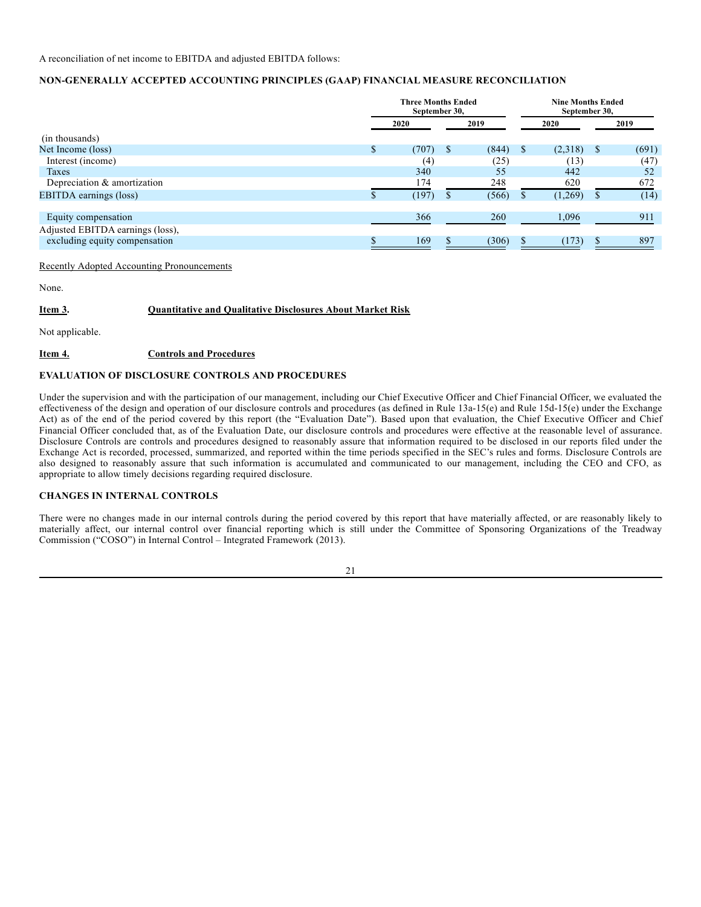A reconciliation of net income to EBITDA and adjusted EBITDA follows:

**NON-GENERALLY ACCEPTED ACCOUNTING PRINCIPLES (GAAP) FINANCIAL MEASURE RECONCILIATION**

| | Three Months Ended September 30, | | Nine Months Ended September 30, | |
|---|---|---|---|---|
| | 2020 | 2019 | 2020 | 2019 |
| (in thousands) | | | | |
| Net Income (loss) | $ (707) | $ (844) | $ (2,318) | $ (691) |
| Interest (income) | (4) | (25) | (13) | (47) |
| Taxes | 340 | 55 | 442 | 52 |
| Depreciation & amortization | 174 | 248 | 620 | 672 |
| EBITDA earnings (loss) | $ (197) | $ (566) | $ (1,269) | $ (14) |
| Equity compensation | 366 | 260 | 1,096 | 911 |
| Adjusted EBITDA earnings (loss), excluding equity compensation | $ 169 | $ (306) | $ (173) | $ 897 |

Recently Adopted Accounting Pronouncements

None.

**Item 3. Quantitative and Qualitative Disclosures About Market Risk**

Not applicable.

**Item 4. Controls and Procedures**

**EVALUATION OF DISCLOSURE CONTROLS AND PROCEDURES**

Under the supervision and with the participation of our management, including our Chief Executive Officer and Chief Financial Officer, we evaluated the effectiveness of the design and operation of our disclosure controls and procedures (as defined in Rule 13a-15(e) and Rule 15d-15(e) under the Exchange Act) as of the end of the period covered by this report (the "Evaluation Date"). Based upon that evaluation, the Chief Executive Officer and Chief Financial Officer concluded that, as of the Evaluation Date, our disclosure controls and procedures were effective at the reasonable level of assurance. Disclosure Controls are controls and procedures designed to reasonably assure that information required to be disclosed in our reports filed under the Exchange Act is recorded, processed, summarized, and reported within the time periods specified in the SEC's rules and forms. Disclosure Controls are also designed to reasonably assure that such information is accumulated and communicated to our management, including the CEO and CFO, as appropriate to allow timely decisions regarding required disclosure.

**CHANGES IN INTERNAL CONTROLS**

There were no changes made in our internal controls during the period covered by this report that have materially affected, or are reasonably likely to materially affect, our internal control over financial reporting which is still under the Committee of Sponsoring Organizations of the Treadway Commission ("COSO") in Internal Control – Integrated Framework (2013).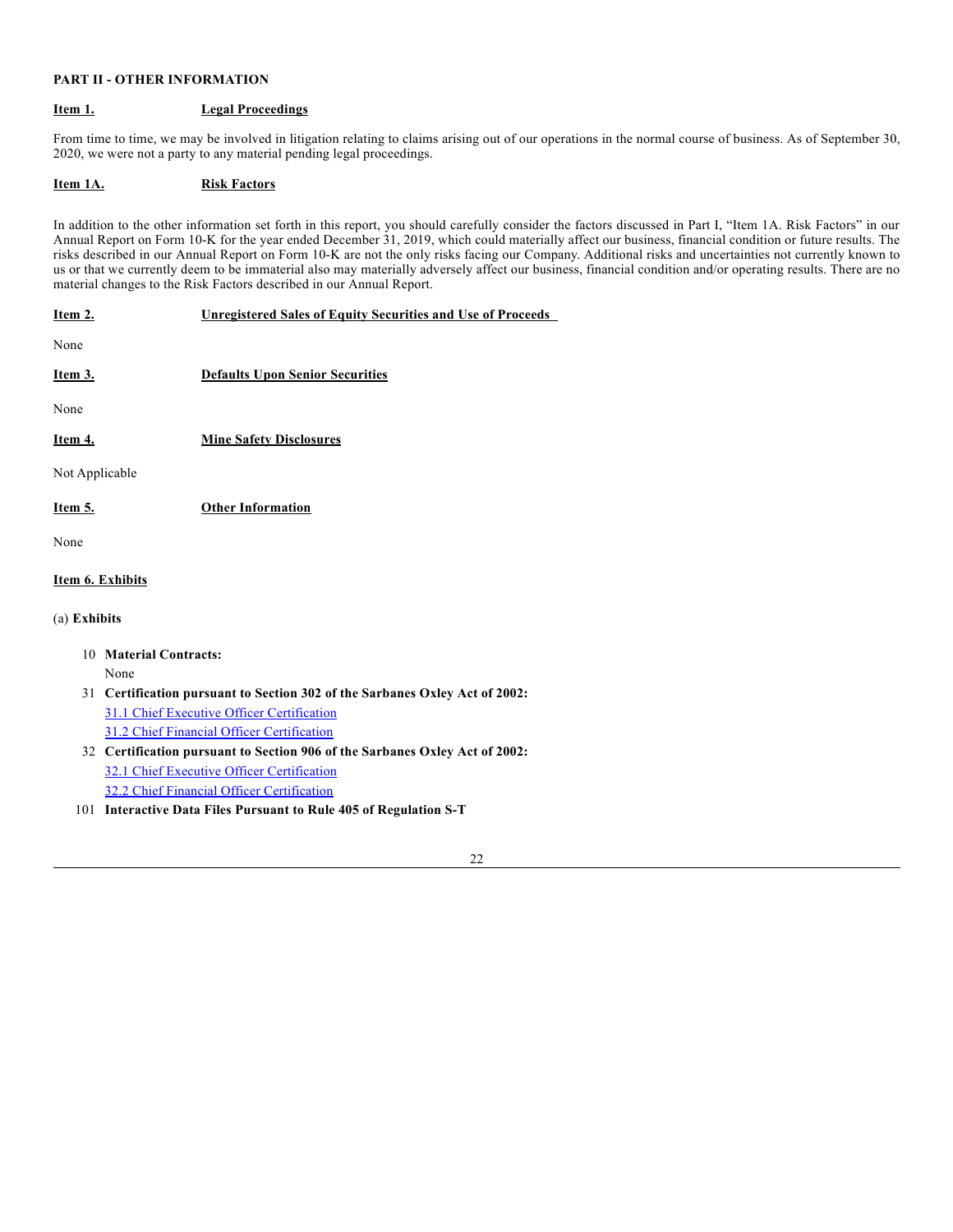## PART II - OTHER INFORMATION

### Item 1. Legal Proceedings

From time to time, we may be involved in litigation relating to claims arising out of our operations in the normal course of business. As of September 30, 2020, we were not a party to any material pending legal proceedings.

### Item 1A. Risk Factors

In addition to the other information set forth in this report, you should carefully consider the factors discussed in Part I, "Item 1A. Risk Factors" in our Annual Report on Form 10-K for the year ended December 31, 2019, which could materially affect our business, financial condition or future results. The risks described in our Annual Report on Form 10-K are not the only risks facing our Company. Additional risks and uncertainties not currently known to us or that we currently deem to be immaterial also may materially adversely affect our business, financial condition and/or operating results. There are no material changes to the Risk Factors described in our Annual Report.

### Item 2. Unregistered Sales of Equity Securities and Use of Proceeds

None

### Item 3. Defaults Upon Senior Securities

None

### Item 4. Mine Safety Disclosures

Not Applicable

### Item 5. Other Information

None

### Item 6. Exhibits

(a) **Exhibits**

10 **Material Contracts:**
None

31 **Certification pursuant to Section 302 of the Sarbanes Oxley Act of 2002:**
31.1 Chief Executive Officer Certification
31.2 Chief Financial Officer Certification

32 **Certification pursuant to Section 906 of the Sarbanes Oxley Act of 2002:**
32.1 Chief Executive Officer Certification
32.2 Chief Financial Officer Certification

101 **Interactive Data Files Pursuant to Rule 405 of Regulation S-T**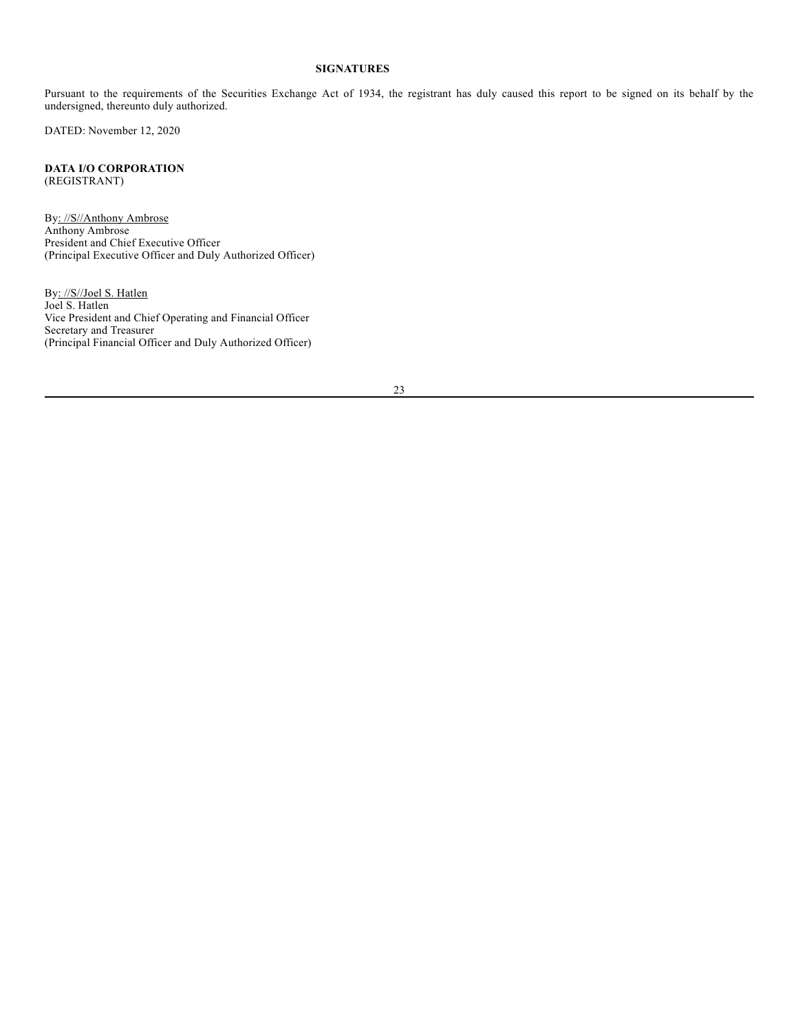**SIGNATURES**

Pursuant to the requirements of the Securities Exchange Act of 1934, the registrant has duly caused this report to be signed on its behalf by the undersigned, thereunto duly authorized.

DATED: November 12, 2020

**DATA I/O CORPORATION**
(REGISTRANT)

By: //S//Anthony Ambrose
Anthony Ambrose
President and Chief Executive Officer
(Principal Executive Officer and Duly Authorized Officer)

By: //S//Joel S. Hatlen
Joel S. Hatlen
Vice President and Chief Operating and Financial Officer
Secretary and Treasurer
(Principal Financial Officer and Duly Authorized Officer)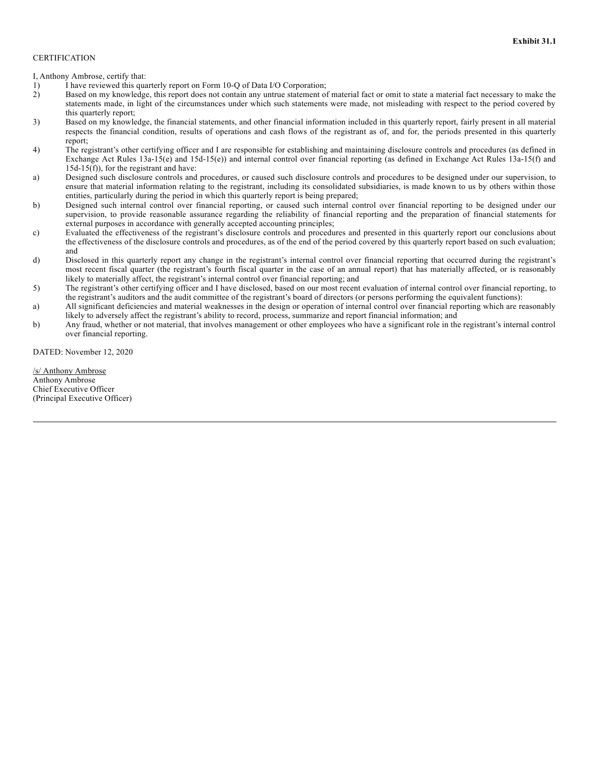**Exhibit 31.1**

CERTIFICATION

I, Anthony Ambrose, certify that:

1) I have reviewed this quarterly report on Form 10-Q of Data I/O Corporation;

2) Based on my knowledge, this report does not contain any untrue statement of material fact or omit to state a material fact necessary to make the statements made, in light of the circumstances under which such statements were made, not misleading with respect to the period covered by this quarterly report;

3) Based on my knowledge, the financial statements, and other financial information included in this quarterly report, fairly present in all material respects the financial condition, results of operations and cash flows of the registrant as of, and for, the periods presented in this quarterly report;

4) The registrant's other certifying officer and I are responsible for establishing and maintaining disclosure controls and procedures (as defined in Exchange Act Rules 13a-15(e) and 15d-15(e)) and internal control over financial reporting (as defined in Exchange Act Rules 13a-15(f) and 15d-15(f)), for the registrant and have:

a) Designed such disclosure controls and procedures, or caused such disclosure controls and procedures to be designed under our supervision, to ensure that material information relating to the registrant, including its consolidated subsidiaries, is made known to us by others within those entities, particularly during the period in which this quarterly report is being prepared;

b) Designed such internal control over financial reporting, or caused such internal control over financial reporting to be designed under our supervision, to provide reasonable assurance regarding the reliability of financial reporting and the preparation of financial statements for external purposes in accordance with generally accepted accounting principles;

c) Evaluated the effectiveness of the registrant's disclosure controls and procedures and presented in this quarterly report our conclusions about the effectiveness of the disclosure controls and procedures, as of the end of the period covered by this quarterly report based on such evaluation; and

d) Disclosed in this quarterly report any change in the registrant's internal control over financial reporting that occurred during the registrant's most recent fiscal quarter (the registrant's fourth fiscal quarter in the case of an annual report) that has materially affected, or is reasonably likely to materially affect, the registrant's internal control over financial reporting; and

5) The registrant's other certifying officer and I have disclosed, based on our most recent evaluation of internal control over financial reporting, to the registrant's auditors and the audit committee of the registrant's board of directors (or persons performing the equivalent functions):

a) All significant deficiencies and material weaknesses in the design or operation of internal control over financial reporting which are reasonably likely to adversely affect the registrant's ability to record, process, summarize and report financial information; and

b) Any fraud, whether or not material, that involves management or other employees who have a significant role in the registrant's internal control over financial reporting.

DATED: November 12, 2020

/s/ Anthony Ambrose
Anthony Ambrose
Chief Executive Officer
(Principal Executive Officer)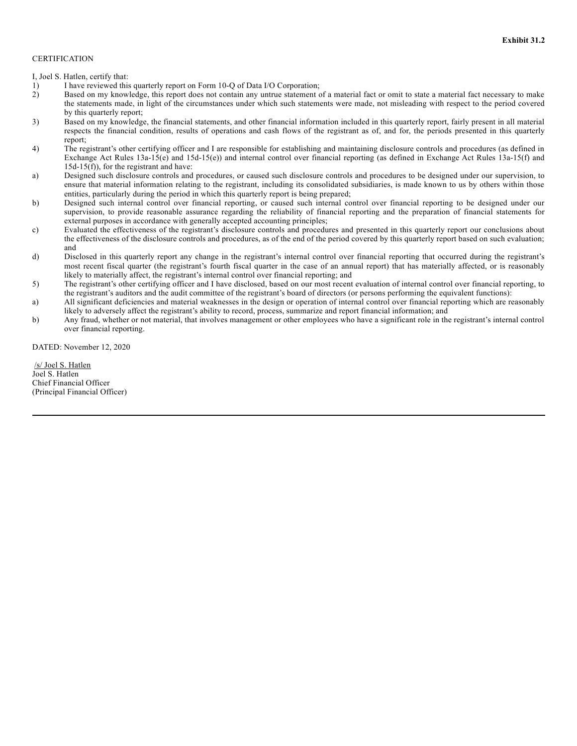**Exhibit 31.2**

CERTIFICATION

I, Joel S. Hatlen, certify that:

1) I have reviewed this quarterly report on Form 10-Q of Data I/O Corporation;

2) Based on my knowledge, this report does not contain any untrue statement of a material fact or omit to state a material fact necessary to make the statements made, in light of the circumstances under which such statements were made, not misleading with respect to the period covered by this quarterly report;

3) Based on my knowledge, the financial statements, and other financial information included in this quarterly report, fairly present in all material respects the financial condition, results of operations and cash flows of the registrant as of, and for, the periods presented in this quarterly report;

4) The registrant's other certifying officer and I are responsible for establishing and maintaining disclosure controls and procedures (as defined in Exchange Act Rules 13a-15(e) and 15d-15(e)) and internal control over financial reporting (as defined in Exchange Act Rules 13a-15(f) and 15d-15(f)), for the registrant and have:

a) Designed such disclosure controls and procedures, or caused such disclosure controls and procedures to be designed under our supervision, to ensure that material information relating to the registrant, including its consolidated subsidiaries, is made known to us by others within those entities, particularly during the period in which this quarterly report is being prepared;

b) Designed such internal control over financial reporting, or caused such internal control over financial reporting to be designed under our supervision, to provide reasonable assurance regarding the reliability of financial reporting and the preparation of financial statements for external purposes in accordance with generally accepted accounting principles;

c) Evaluated the effectiveness of the registrant's disclosure controls and procedures and presented in this quarterly report our conclusions about the effectiveness of the disclosure controls and procedures, as of the end of the period covered by this quarterly report based on such evaluation; and

d) Disclosed in this quarterly report any change in the registrant's internal control over financial reporting that occurred during the registrant's most recent fiscal quarter (the registrant's fourth fiscal quarter in the case of an annual report) that has materially affected, or is reasonably likely to materially affect, the registrant's internal control over financial reporting; and

5) The registrant's other certifying officer and I have disclosed, based on our most recent evaluation of internal control over financial reporting, to the registrant's auditors and the audit committee of the registrant's board of directors (or persons performing the equivalent functions):

a) All significant deficiencies and material weaknesses in the design or operation of internal control over financial reporting which are reasonably likely to adversely affect the registrant's ability to record, process, summarize and report financial information; and

b) Any fraud, whether or not material, that involves management or other employees who have a significant role in the registrant's internal control over financial reporting.

DATED: November 12, 2020

/s/ Joel S. Hatlen
Joel S. Hatlen
Chief Financial Officer
(Principal Financial Officer)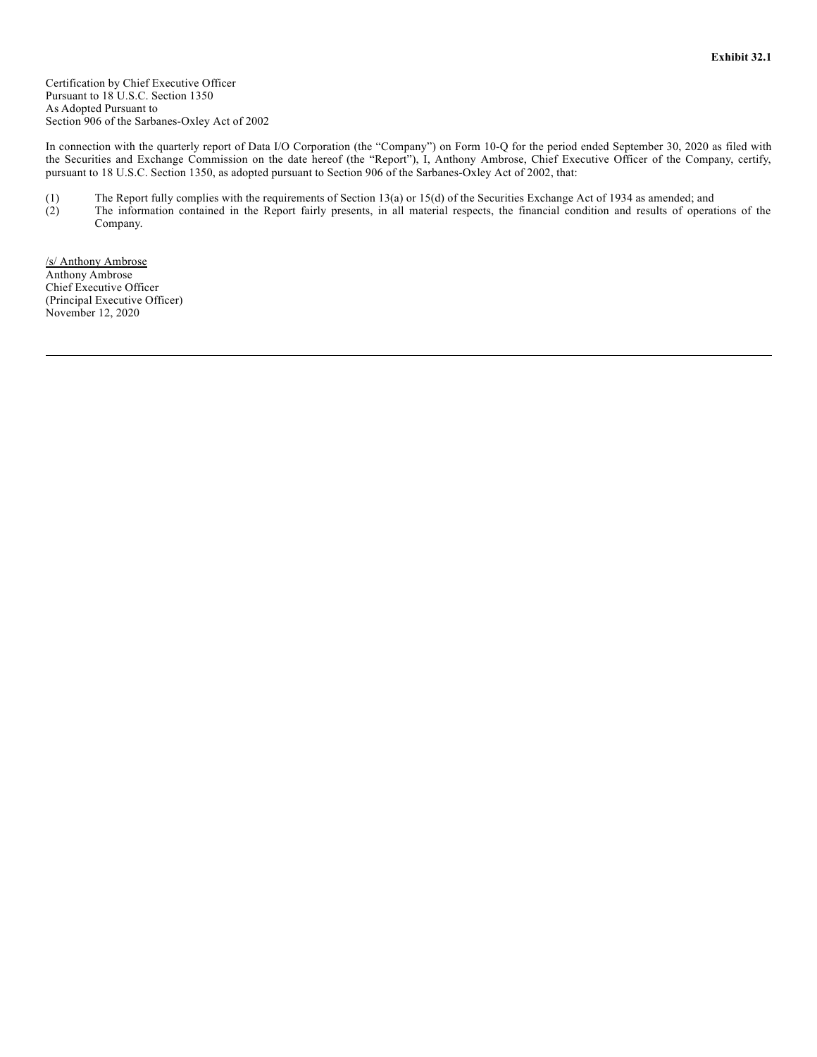**Exhibit 32.1**

Certification by Chief Executive Officer
Pursuant to 18 U.S.C. Section 1350
As Adopted Pursuant to
Section 906 of the Sarbanes-Oxley Act of 2002

In connection with the quarterly report of Data I/O Corporation (the "Company") on Form 10-Q for the period ended September 30, 2020 as filed with the Securities and Exchange Commission on the date hereof (the "Report"), I, Anthony Ambrose, Chief Executive Officer of the Company, certify, pursuant to 18 U.S.C. Section 1350, as adopted pursuant to Section 906 of the Sarbanes-Oxley Act of 2002, that:

(1) The Report fully complies with the requirements of Section 13(a) or 15(d) of the Securities Exchange Act of 1934 as amended; and
(2) The information contained in the Report fairly presents, in all material respects, the financial condition and results of operations of the Company.

/s/ Anthony Ambrose
Anthony Ambrose
Chief Executive Officer
(Principal Executive Officer)
November 12, 2020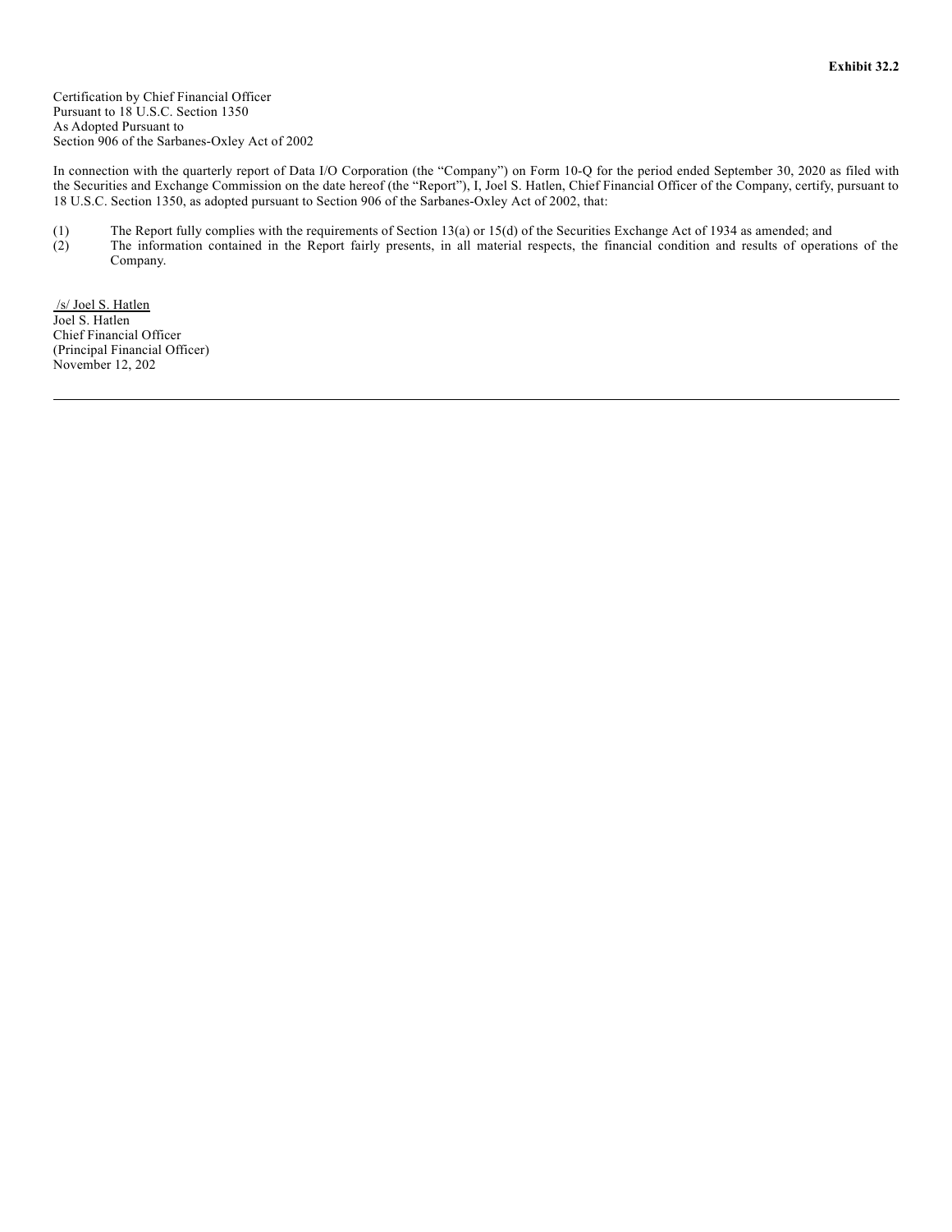**Exhibit 32.2**

Certification by Chief Financial Officer
Pursuant to 18 U.S.C. Section 1350
As Adopted Pursuant to
Section 906 of the Sarbanes-Oxley Act of 2002

In connection with the quarterly report of Data I/O Corporation (the "Company") on Form 10-Q for the period ended September 30, 2020 as filed with the Securities and Exchange Commission on the date hereof (the "Report"), I, Joel S. Hatlen, Chief Financial Officer of the Company, certify, pursuant to 18 U.S.C. Section 1350, as adopted pursuant to Section 906 of the Sarbanes-Oxley Act of 2002, that:

(1) The Report fully complies with the requirements of Section 13(a) or 15(d) of the Securities Exchange Act of 1934 as amended; and
(2) The information contained in the Report fairly presents, in all material respects, the financial condition and results of operations of the Company.

/s/ Joel S. Hatlen
Joel S. Hatlen
Chief Financial Officer
(Principal Financial Officer)
November 12, 202